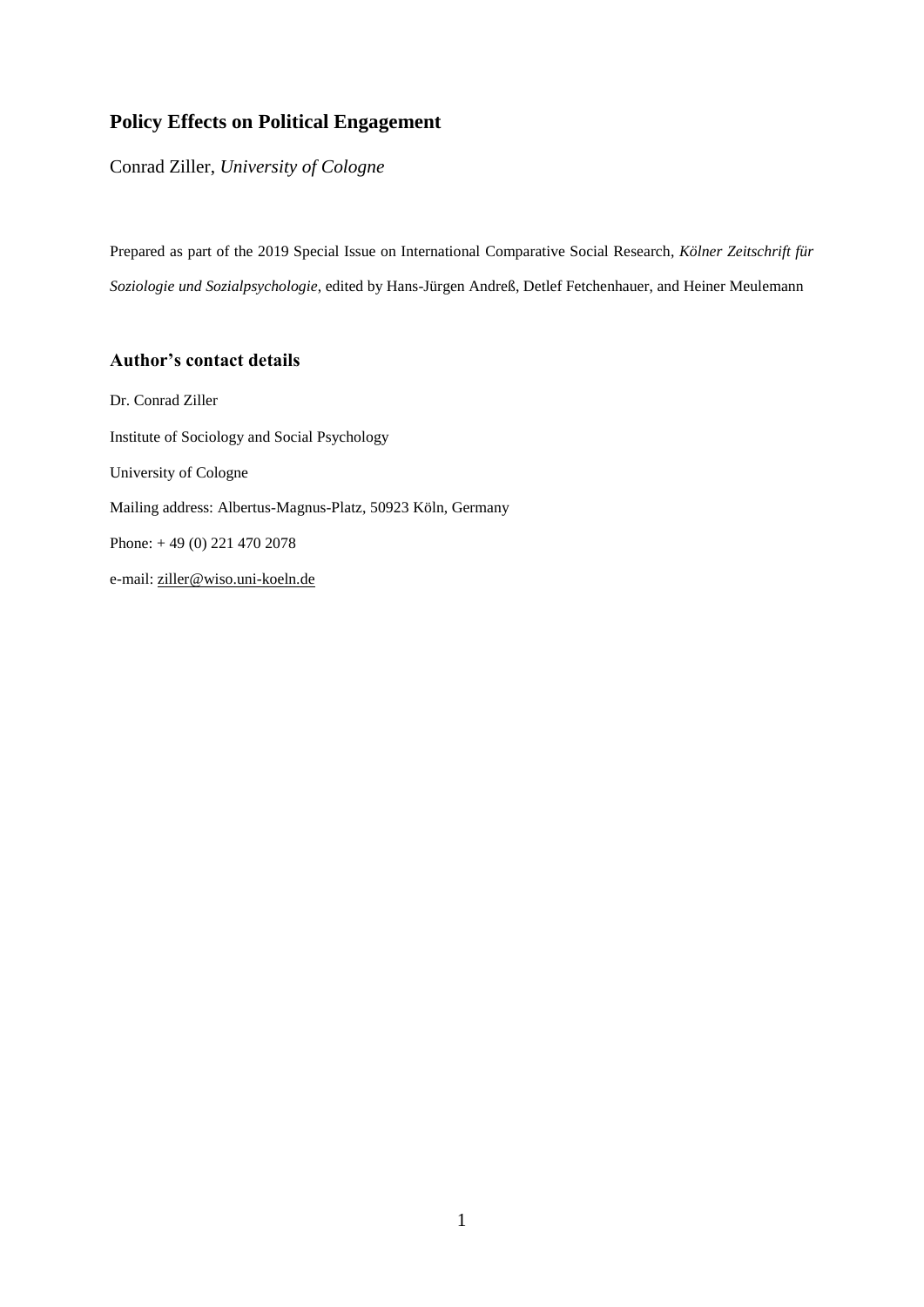# Policy Effects on Political Engagement

Conrad Ziller, *University of Cologne*

Prepared as part of the 2019 Special Issue on International Comparative Social Research, *Kölner Zeitschrift für Soziologie und Sozialpsychologie*, edited by Hans-Jürgen Andreß, Detlef Fetchenhauer, and Heiner Meulemann

## Author's contact details

Dr. Conrad Ziller

Institute of Sociology and Social Psychology

University of Cologne

Mailing address: Albertus-Magnus-Platz, 50923 Köln, Germany

Phone: + 49 (0) 221 470 2078

e-mail: ziller@wiso.uni-koeln.de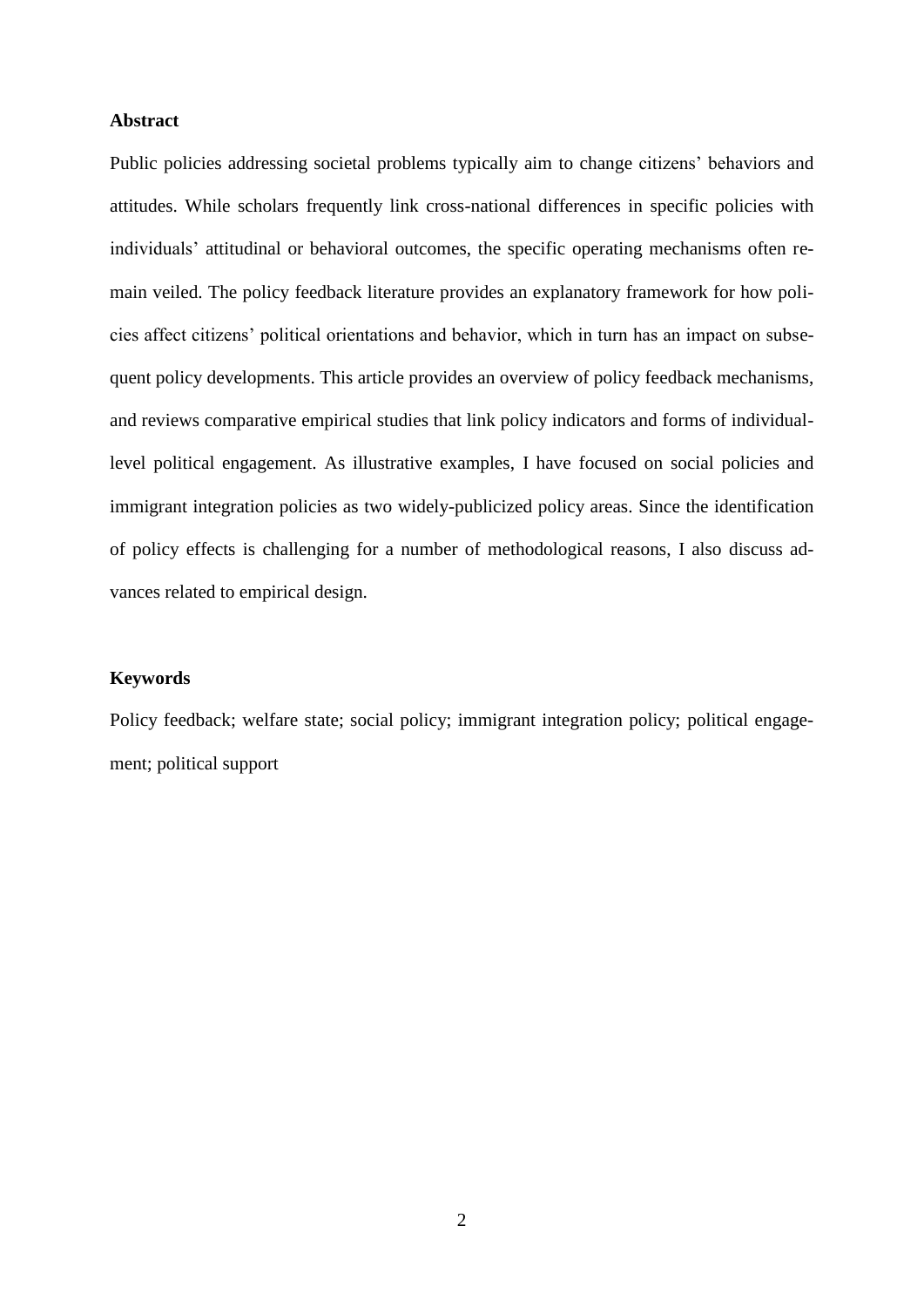## Abstract

Public policies addressing societal problems typically aim to change citizens' behaviors and attitudes. While scholars frequently link cross-national differences in specific policies with individuals' attitudinal or behavioral outcomes, the specific operating mechanisms often remain veiled. The policy feedback literature provides an explanatory framework for how policies affect citizens' political orientations and behavior, which in turn has an impact on subsequent policy developments. This article provides an overview of policy feedback mechanisms, and reviews comparative empirical studies that link policy indicators and forms of individual-level political engagement. As illustrative examples, I have focused on social policies and immigrant integration policies as two widely-publicized policy areas. Since the identification of policy effects is challenging for a number of methodological reasons, I also discuss advances related to empirical design.

## Keywords

Policy feedback; welfare state; social policy; immigrant integration policy; political engagement; political support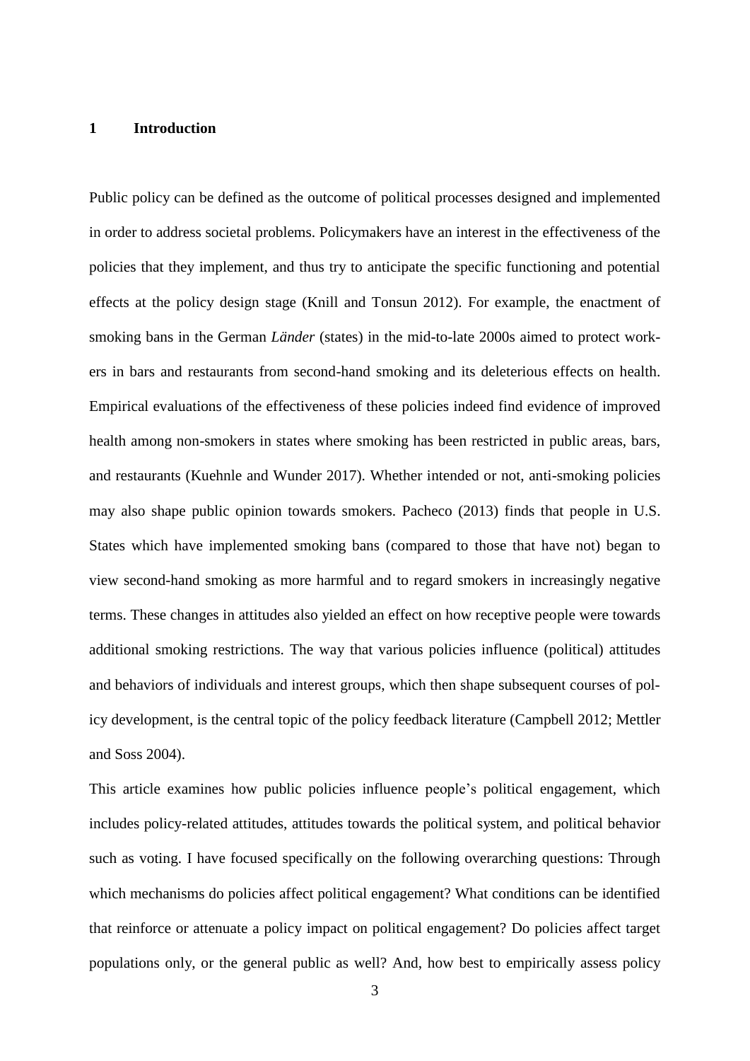# 1 Introduction

Public policy can be defined as the outcome of political processes designed and implemented in order to address societal problems. Policymakers have an interest in the effectiveness of the policies that they implement, and thus try to anticipate the specific functioning and potential effects at the policy design stage (Knill and Tonsun 2012). For example, the enactment of smoking bans in the German *Länder* (states) in the mid-to-late 2000s aimed to protect workers in bars and restaurants from second-hand smoking and its deleterious effects on health. Empirical evaluations of the effectiveness of these policies indeed find evidence of improved health among non-smokers in states where smoking has been restricted in public areas, bars, and restaurants (Kuehnle and Wunder 2017). Whether intended or not, anti-smoking policies may also shape public opinion towards smokers. Pacheco (2013) finds that people in U.S. States which have implemented smoking bans (compared to those that have not) began to view second-hand smoking as more harmful and to regard smokers in increasingly negative terms. These changes in attitudes also yielded an effect on how receptive people were towards additional smoking restrictions. The way that various policies influence (political) attitudes and behaviors of individuals and interest groups, which then shape subsequent courses of policy development, is the central topic of the policy feedback literature (Campbell 2012; Mettler and Soss 2004).

This article examines how public policies influence people's political engagement, which includes policy-related attitudes, attitudes towards the political system, and political behavior such as voting. I have focused specifically on the following overarching questions: Through which mechanisms do policies affect political engagement? What conditions can be identified that reinforce or attenuate a policy impact on political engagement? Do policies affect target populations only, or the general public as well? And, how best to empirically assess policy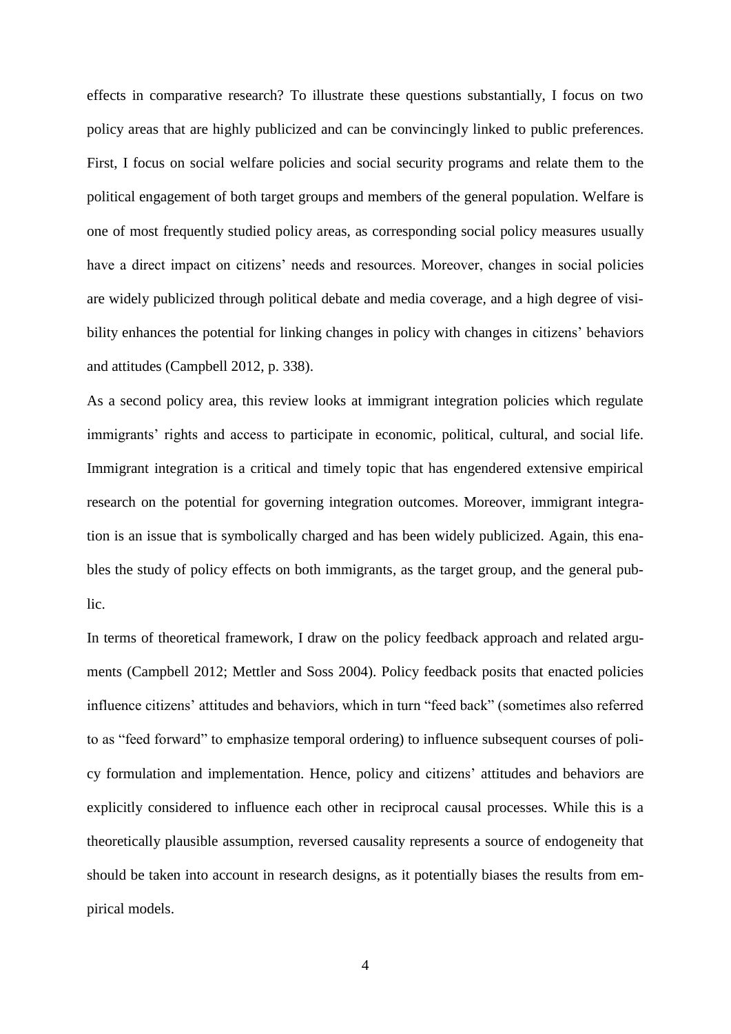effects in comparative research? To illustrate these questions substantially, I focus on two policy areas that are highly publicized and can be convincingly linked to public preferences. First, I focus on social welfare policies and social security programs and relate them to the political engagement of both target groups and members of the general population. Welfare is one of most frequently studied policy areas, as corresponding social policy measures usually have a direct impact on citizens' needs and resources. Moreover, changes in social policies are widely publicized through political debate and media coverage, and a high degree of visibility enhances the potential for linking changes in policy with changes in citizens' behaviors and attitudes (Campbell 2012, p. 338).

As a second policy area, this review looks at immigrant integration policies which regulate immigrants' rights and access to participate in economic, political, cultural, and social life. Immigrant integration is a critical and timely topic that has engendered extensive empirical research on the potential for governing integration outcomes. Moreover, immigrant integration is an issue that is symbolically charged and has been widely publicized. Again, this enables the study of policy effects on both immigrants, as the target group, and the general public.

In terms of theoretical framework, I draw on the policy feedback approach and related arguments (Campbell 2012; Mettler and Soss 2004). Policy feedback posits that enacted policies influence citizens' attitudes and behaviors, which in turn "feed back" (sometimes also referred to as "feed forward" to emphasize temporal ordering) to influence subsequent courses of policy formulation and implementation. Hence, policy and citizens' attitudes and behaviors are explicitly considered to influence each other in reciprocal causal processes. While this is a theoretically plausible assumption, reversed causality represents a source of endogeneity that should be taken into account in research designs, as it potentially biases the results from empirical models.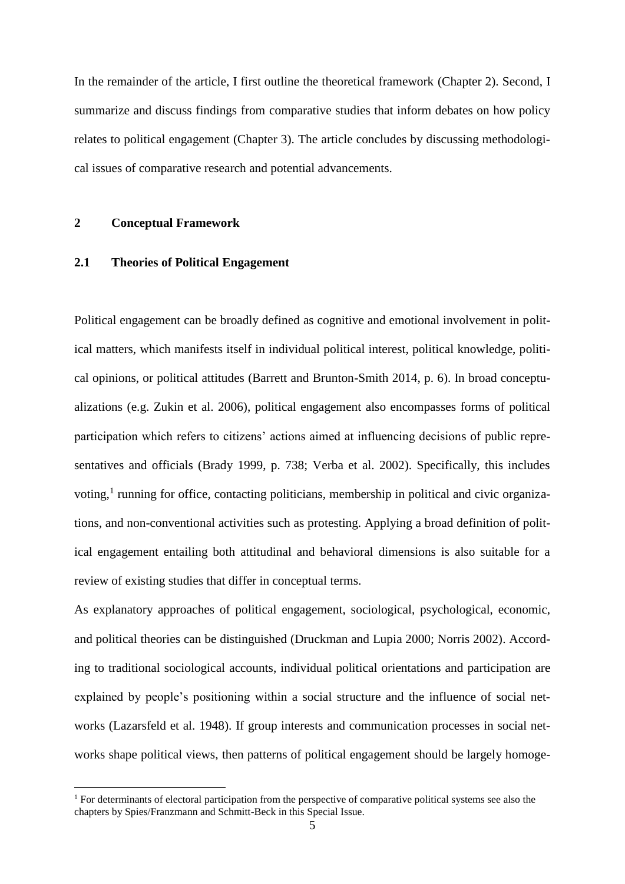In the remainder of the article, I first outline the theoretical framework (Chapter 2). Second, I summarize and discuss findings from comparative studies that inform debates on how policy relates to political engagement (Chapter 3). The article concludes by discussing methodological issues of comparative research and potential advancements.

## 2 Conceptual Framework

### 2.1 Theories of Political Engagement

Political engagement can be broadly defined as cognitive and emotional involvement in political matters, which manifests itself in individual political interest, political knowledge, political opinions, or political attitudes (Barrett and Brunton-Smith 2014, p. 6). In broad conceptualizations (e.g. Zukin et al. 2006), political engagement also encompasses forms of political participation which refers to citizens' actions aimed at influencing decisions of public representatives and officials (Brady 1999, p. 738; Verba et al. 2002). Specifically, this includes voting,[1] running for office, contacting politicians, membership in political and civic organizations, and non-conventional activities such as protesting. Applying a broad definition of political engagement entailing both attitudinal and behavioral dimensions is also suitable for a review of existing studies that differ in conceptual terms.

As explanatory approaches of political engagement, sociological, psychological, economic, and political theories can be distinguished (Druckman and Lupia 2000; Norris 2002). According to traditional sociological accounts, individual political orientations and participation are explained by people's positioning within a social structure and the influence of social networks (Lazarsfeld et al. 1948). If group interests and communication processes in social networks shape political views, then patterns of political engagement should be largely homoge-

[1] For determinants of electoral participation from the perspective of comparative political systems see also the chapters by Spies/Franzmann and Schmitt-Beck in this Special Issue.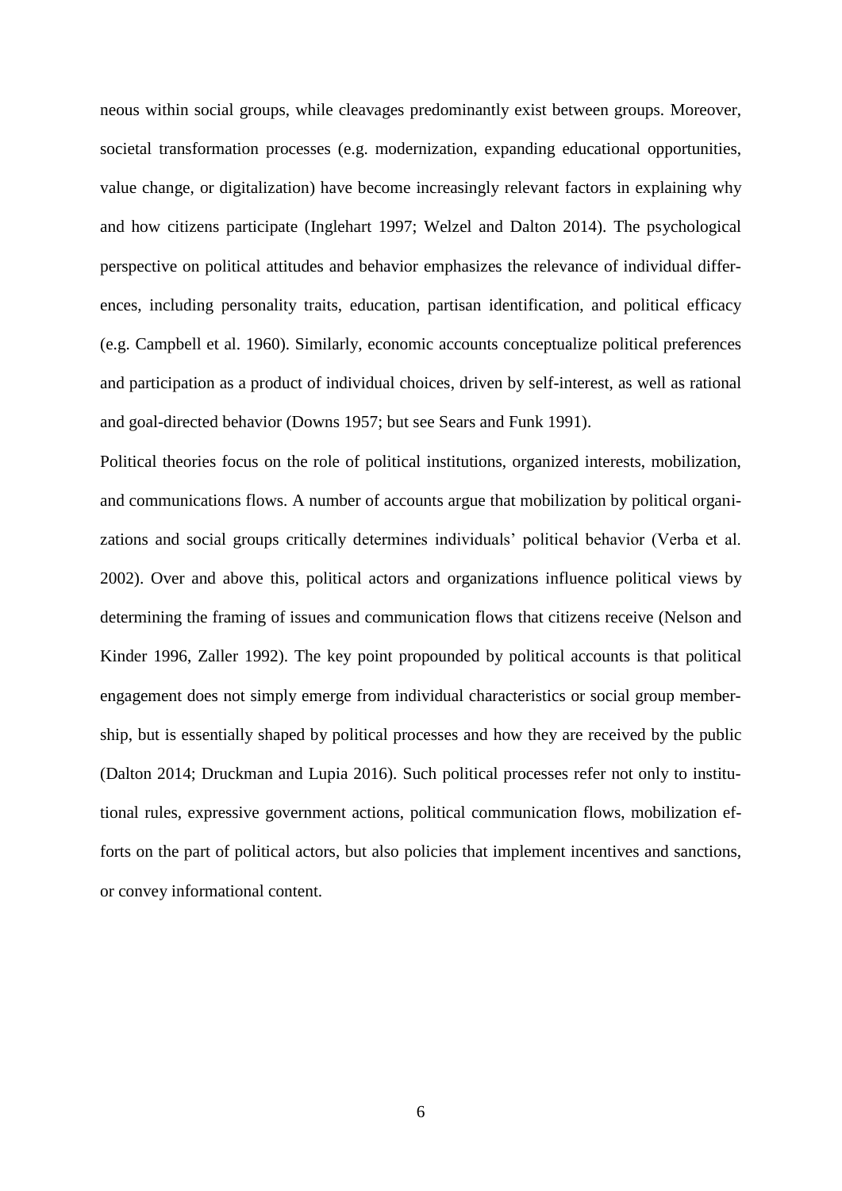neous within social groups, while cleavages predominantly exist between groups. Moreover, societal transformation processes (e.g. modernization, expanding educational opportunities, value change, or digitalization) have become increasingly relevant factors in explaining why and how citizens participate (Inglehart 1997; Welzel and Dalton 2014). The psychological perspective on political attitudes and behavior emphasizes the relevance of individual differences, including personality traits, education, partisan identification, and political efficacy (e.g. Campbell et al. 1960). Similarly, economic accounts conceptualize political preferences and participation as a product of individual choices, driven by self-interest, as well as rational and goal-directed behavior (Downs 1957; but see Sears and Funk 1991).

Political theories focus on the role of political institutions, organized interests, mobilization, and communications flows. A number of accounts argue that mobilization by political organizations and social groups critically determines individuals' political behavior (Verba et al. 2002). Over and above this, political actors and organizations influence political views by determining the framing of issues and communication flows that citizens receive (Nelson and Kinder 1996, Zaller 1992). The key point propounded by political accounts is that political engagement does not simply emerge from individual characteristics or social group membership, but is essentially shaped by political processes and how they are received by the public (Dalton 2014; Druckman and Lupia 2016). Such political processes refer not only to institutional rules, expressive government actions, political communication flows, mobilization efforts on the part of political actors, but also policies that implement incentives and sanctions, or convey informational content.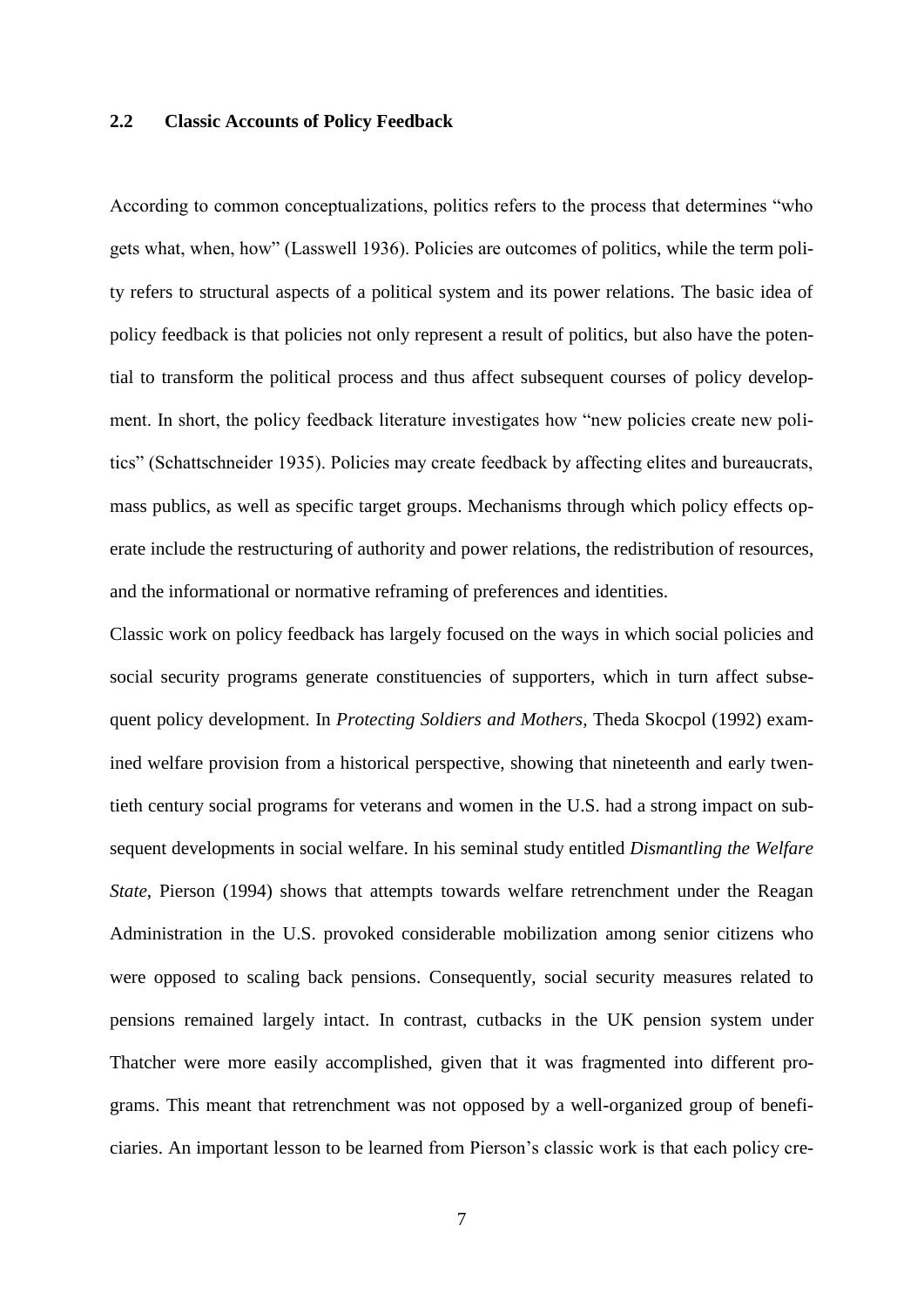## 2.2 Classic Accounts of Policy Feedback

According to common conceptualizations, politics refers to the process that determines "who gets what, when, how" (Lasswell 1936). Policies are outcomes of politics, while the term polity refers to structural aspects of a political system and its power relations. The basic idea of policy feedback is that policies not only represent a result of politics, but also have the potential to transform the political process and thus affect subsequent courses of policy development. In short, the policy feedback literature investigates how "new policies create new politics" (Schattschneider 1935). Policies may create feedback by affecting elites and bureaucrats, mass publics, as well as specific target groups. Mechanisms through which policy effects operate include the restructuring of authority and power relations, the redistribution of resources, and the informational or normative reframing of preferences and identities.

Classic work on policy feedback has largely focused on the ways in which social policies and social security programs generate constituencies of supporters, which in turn affect subsequent policy development. In *Protecting Soldiers and Mothers*, Theda Skocpol (1992) examined welfare provision from a historical perspective, showing that nineteenth and early twentieth century social programs for veterans and women in the U.S. had a strong impact on subsequent developments in social welfare. In his seminal study entitled *Dismantling the Welfare State*, Pierson (1994) shows that attempts towards welfare retrenchment under the Reagan Administration in the U.S. provoked considerable mobilization among senior citizens who were opposed to scaling back pensions. Consequently, social security measures related to pensions remained largely intact. In contrast, cutbacks in the UK pension system under Thatcher were more easily accomplished, given that it was fragmented into different programs. This meant that retrenchment was not opposed by a well-organized group of beneficiaries. An important lesson to be learned from Pierson's classic work is that each policy cre-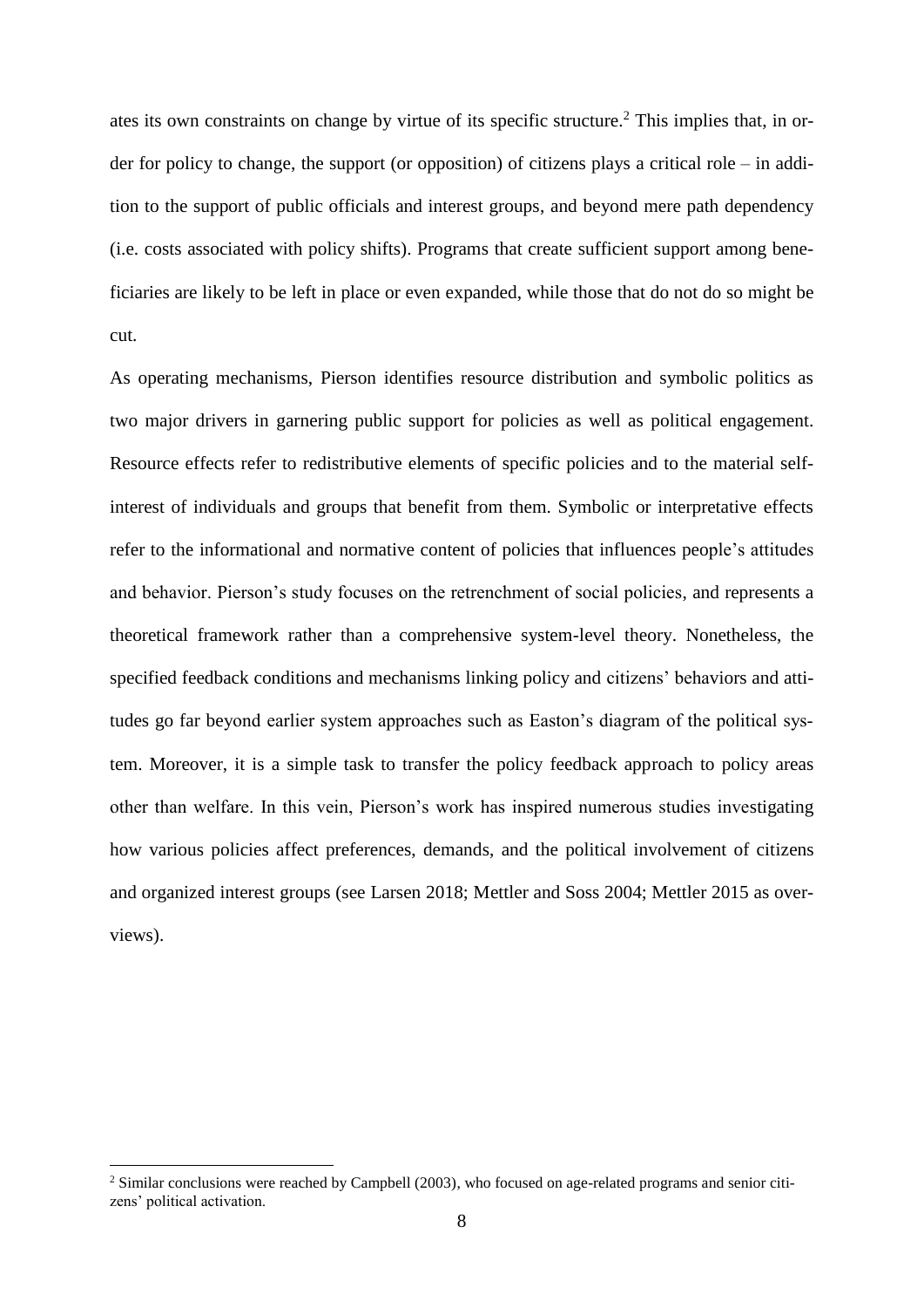ates its own constraints on change by virtue of its specific structure.[2] This implies that, in order for policy to change, the support (or opposition) of citizens plays a critical role – in addition to the support of public officials and interest groups, and beyond mere path dependency (i.e. costs associated with policy shifts). Programs that create sufficient support among beneficiaries are likely to be left in place or even expanded, while those that do not do so might be cut.

As operating mechanisms, Pierson identifies resource distribution and symbolic politics as two major drivers in garnering public support for policies as well as political engagement. Resource effects refer to redistributive elements of specific policies and to the material self-interest of individuals and groups that benefit from them. Symbolic or interpretative effects refer to the informational and normative content of policies that influences people's attitudes and behavior. Pierson's study focuses on the retrenchment of social policies, and represents a theoretical framework rather than a comprehensive system-level theory. Nonetheless, the specified feedback conditions and mechanisms linking policy and citizens' behaviors and attitudes go far beyond earlier system approaches such as Easton's diagram of the political system. Moreover, it is a simple task to transfer the policy feedback approach to policy areas other than welfare. In this vein, Pierson's work has inspired numerous studies investigating how various policies affect preferences, demands, and the political involvement of citizens and organized interest groups (see Larsen 2018; Mettler and Soss 2004; Mettler 2015 as overviews).

[2] Similar conclusions were reached by Campbell (2003), who focused on age-related programs and senior citizens' political activation.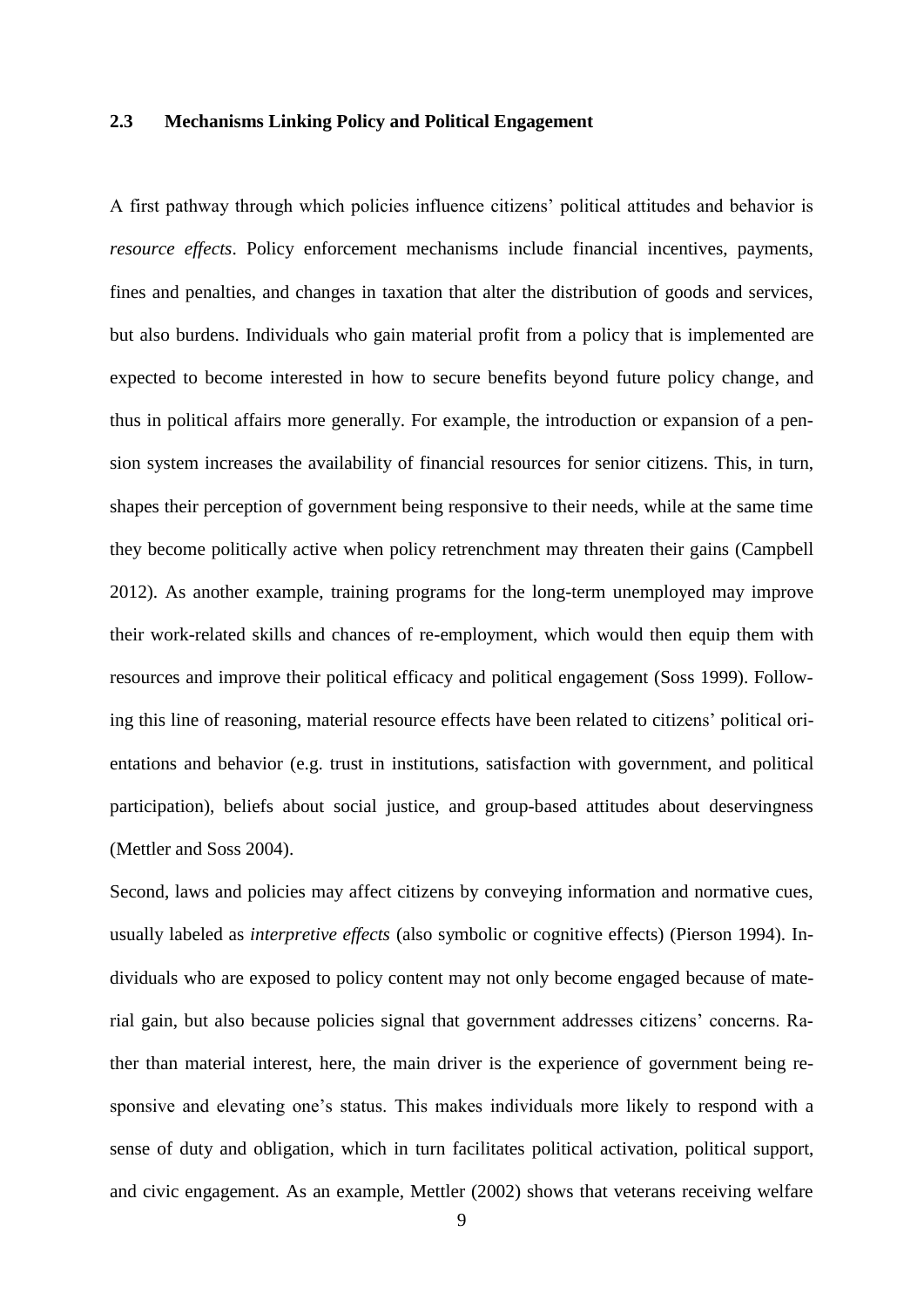### 2.3 Mechanisms Linking Policy and Political Engagement

A first pathway through which policies influence citizens' political attitudes and behavior is *resource effects*. Policy enforcement mechanisms include financial incentives, payments, fines and penalties, and changes in taxation that alter the distribution of goods and services, but also burdens. Individuals who gain material profit from a policy that is implemented are expected to become interested in how to secure benefits beyond future policy change, and thus in political affairs more generally. For example, the introduction or expansion of a pension system increases the availability of financial resources for senior citizens. This, in turn, shapes their perception of government being responsive to their needs, while at the same time they become politically active when policy retrenchment may threaten their gains (Campbell 2012). As another example, training programs for the long-term unemployed may improve their work-related skills and chances of re-employment, which would then equip them with resources and improve their political efficacy and political engagement (Soss 1999). Following this line of reasoning, material resource effects have been related to citizens' political orientations and behavior (e.g. trust in institutions, satisfaction with government, and political participation), beliefs about social justice, and group-based attitudes about deservingness (Mettler and Soss 2004).

Second, laws and policies may affect citizens by conveying information and normative cues, usually labeled as *interpretive effects* (also symbolic or cognitive effects) (Pierson 1994). Individuals who are exposed to policy content may not only become engaged because of material gain, but also because policies signal that government addresses citizens' concerns. Rather than material interest, here, the main driver is the experience of government being responsive and elevating one's status. This makes individuals more likely to respond with a sense of duty and obligation, which in turn facilitates political activation, political support, and civic engagement. As an example, Mettler (2002) shows that veterans receiving welfare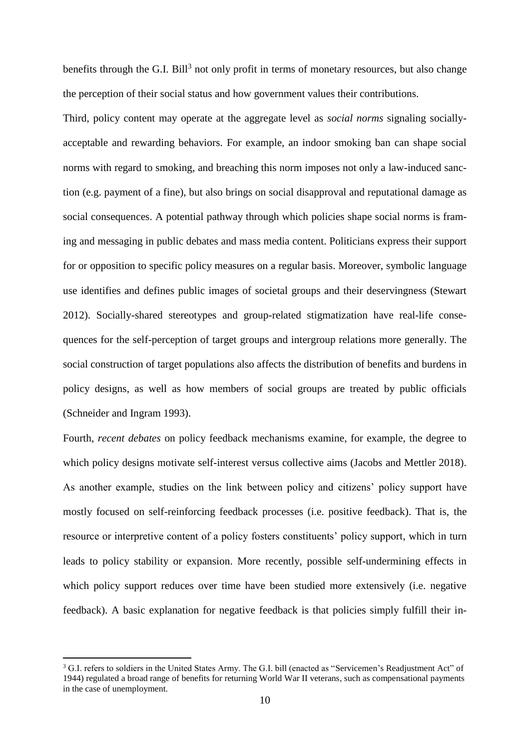benefits through the G.I. Bill[3] not only profit in terms of monetary resources, but also change the perception of their social status and how government values their contributions.

Third, policy content may operate at the aggregate level as *social norms* signaling socially-acceptable and rewarding behaviors. For example, an indoor smoking ban can shape social norms with regard to smoking, and breaching this norm imposes not only a law-induced sanction (e.g. payment of a fine), but also brings on social disapproval and reputational damage as social consequences. A potential pathway through which policies shape social norms is framing and messaging in public debates and mass media content. Politicians express their support for or opposition to specific policy measures on a regular basis. Moreover, symbolic language use identifies and defines public images of societal groups and their deservingness (Stewart 2012). Socially-shared stereotypes and group-related stigmatization have real-life consequences for the self-perception of target groups and intergroup relations more generally. The social construction of target populations also affects the distribution of benefits and burdens in policy designs, as well as how members of social groups are treated by public officials (Schneider and Ingram 1993).

Fourth, *recent debates* on policy feedback mechanisms examine, for example, the degree to which policy designs motivate self-interest versus collective aims (Jacobs and Mettler 2018). As another example, studies on the link between policy and citizens' policy support have mostly focused on self-reinforcing feedback processes (i.e. positive feedback). That is, the resource or interpretive content of a policy fosters constituents' policy support, which in turn leads to policy stability or expansion. More recently, possible self-undermining effects in which policy support reduces over time have been studied more extensively (i.e. negative feedback). A basic explanation for negative feedback is that policies simply fulfill their in-

[3] G.I. refers to soldiers in the United States Army. The G.I. bill (enacted as "Servicemen's Readjustment Act" of 1944) regulated a broad range of benefits for returning World War II veterans, such as compensational payments in the case of unemployment.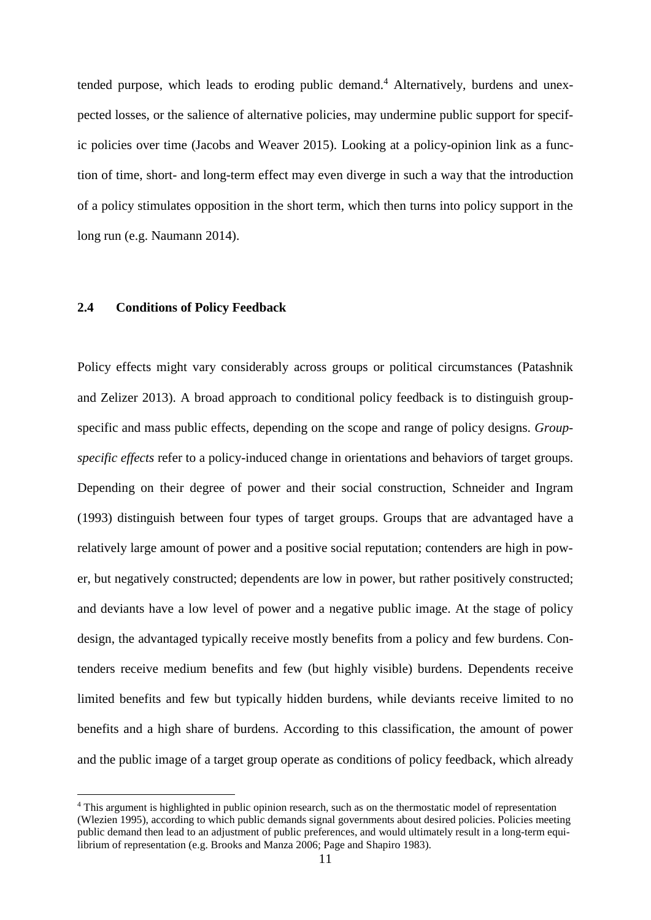tended purpose, which leads to eroding public demand.[4] Alternatively, burdens and unexpected losses, or the salience of alternative policies, may undermine public support for specific policies over time (Jacobs and Weaver 2015). Looking at a policy-opinion link as a function of time, short- and long-term effect may even diverge in such a way that the introduction of a policy stimulates opposition in the short term, which then turns into policy support in the long run (e.g. Naumann 2014).

### 2.4 Conditions of Policy Feedback

Policy effects might vary considerably across groups or political circumstances (Patashnik and Zelizer 2013). A broad approach to conditional policy feedback is to distinguish group-specific and mass public effects, depending on the scope and range of policy designs. *Group-specific effects* refer to a policy-induced change in orientations and behaviors of target groups. Depending on their degree of power and their social construction, Schneider and Ingram (1993) distinguish between four types of target groups. Groups that are advantaged have a relatively large amount of power and a positive social reputation; contenders are high in power, but negatively constructed; dependents are low in power, but rather positively constructed; and deviants have a low level of power and a negative public image. At the stage of policy design, the advantaged typically receive mostly benefits from a policy and few burdens. Contenders receive medium benefits and few (but highly visible) burdens. Dependents receive limited benefits and few but typically hidden burdens, while deviants receive limited to no benefits and a high share of burdens. According to this classification, the amount of power and the public image of a target group operate as conditions of policy feedback, which already

[4] This argument is highlighted in public opinion research, such as on the thermostatic model of representation (Wlezien 1995), according to which public demands signal governments about desired policies. Policies meeting public demand then lead to an adjustment of public preferences, and would ultimately result in a long-term equilibrium of representation (e.g. Brooks and Manza 2006; Page and Shapiro 1983).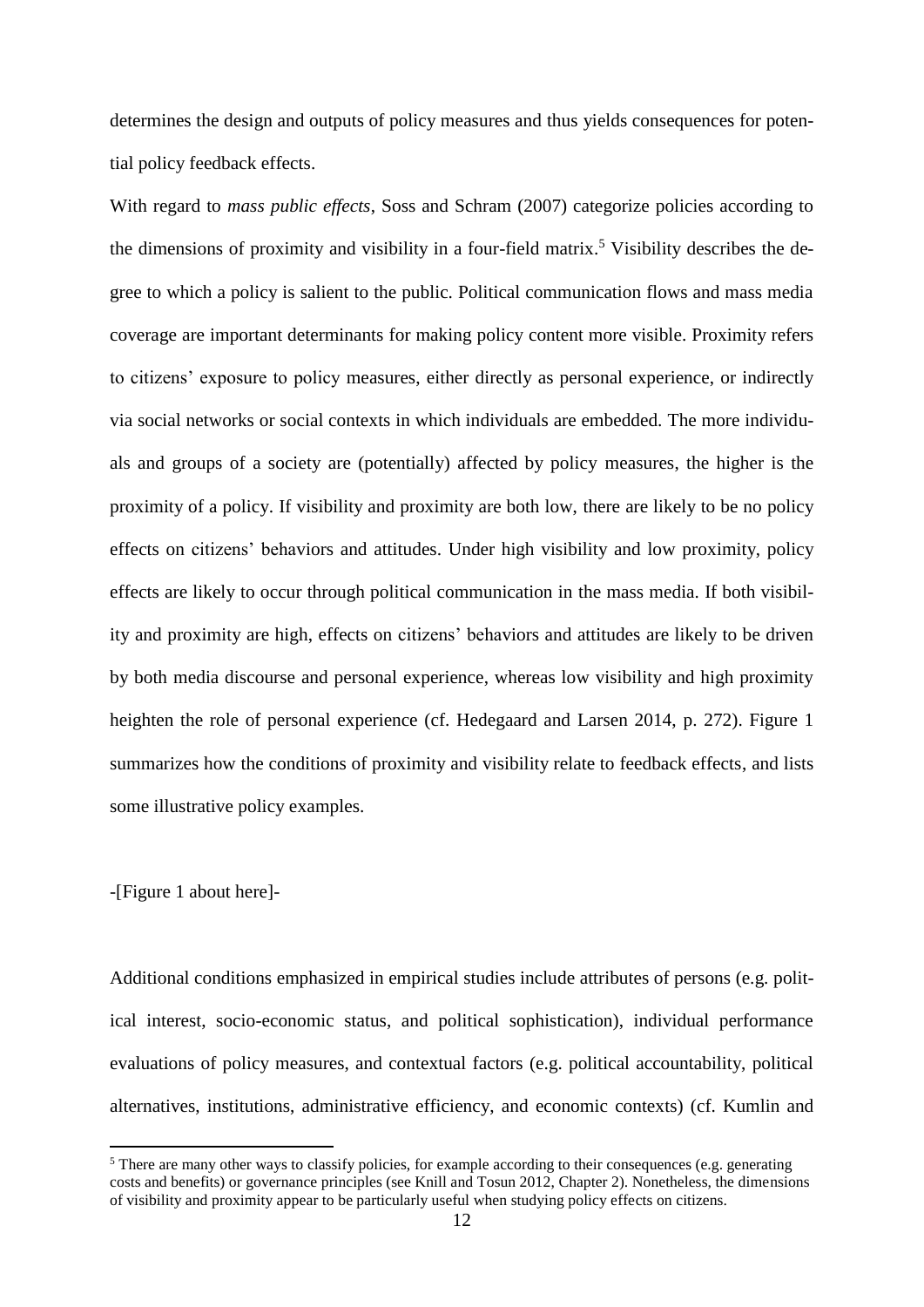determines the design and outputs of policy measures and thus yields consequences for potential policy feedback effects.

With regard to *mass public effects*, Soss and Schram (2007) categorize policies according to the dimensions of proximity and visibility in a four-field matrix.[5] Visibility describes the degree to which a policy is salient to the public. Political communication flows and mass media coverage are important determinants for making policy content more visible. Proximity refers to citizens' exposure to policy measures, either directly as personal experience, or indirectly via social networks or social contexts in which individuals are embedded. The more individuals and groups of a society are (potentially) affected by policy measures, the higher is the proximity of a policy. If visibility and proximity are both low, there are likely to be no policy effects on citizens' behaviors and attitudes. Under high visibility and low proximity, policy effects are likely to occur through political communication in the mass media. If both visibility and proximity are high, effects on citizens' behaviors and attitudes are likely to be driven by both media discourse and personal experience, whereas low visibility and high proximity heighten the role of personal experience (cf. Hedegaard and Larsen 2014, p. 272). Figure 1 summarizes how the conditions of proximity and visibility relate to feedback effects, and lists some illustrative policy examples.

-[Figure 1 about here]-

Additional conditions emphasized in empirical studies include attributes of persons (e.g. political interest, socio-economic status, and political sophistication), individual performance evaluations of policy measures, and contextual factors (e.g. political accountability, political alternatives, institutions, administrative efficiency, and economic contexts) (cf. Kumlin and

[5] There are many other ways to classify policies, for example according to their consequences (e.g. generating costs and benefits) or governance principles (see Knill and Tosun 2012, Chapter 2). Nonetheless, the dimensions of visibility and proximity appear to be particularly useful when studying policy effects on citizens.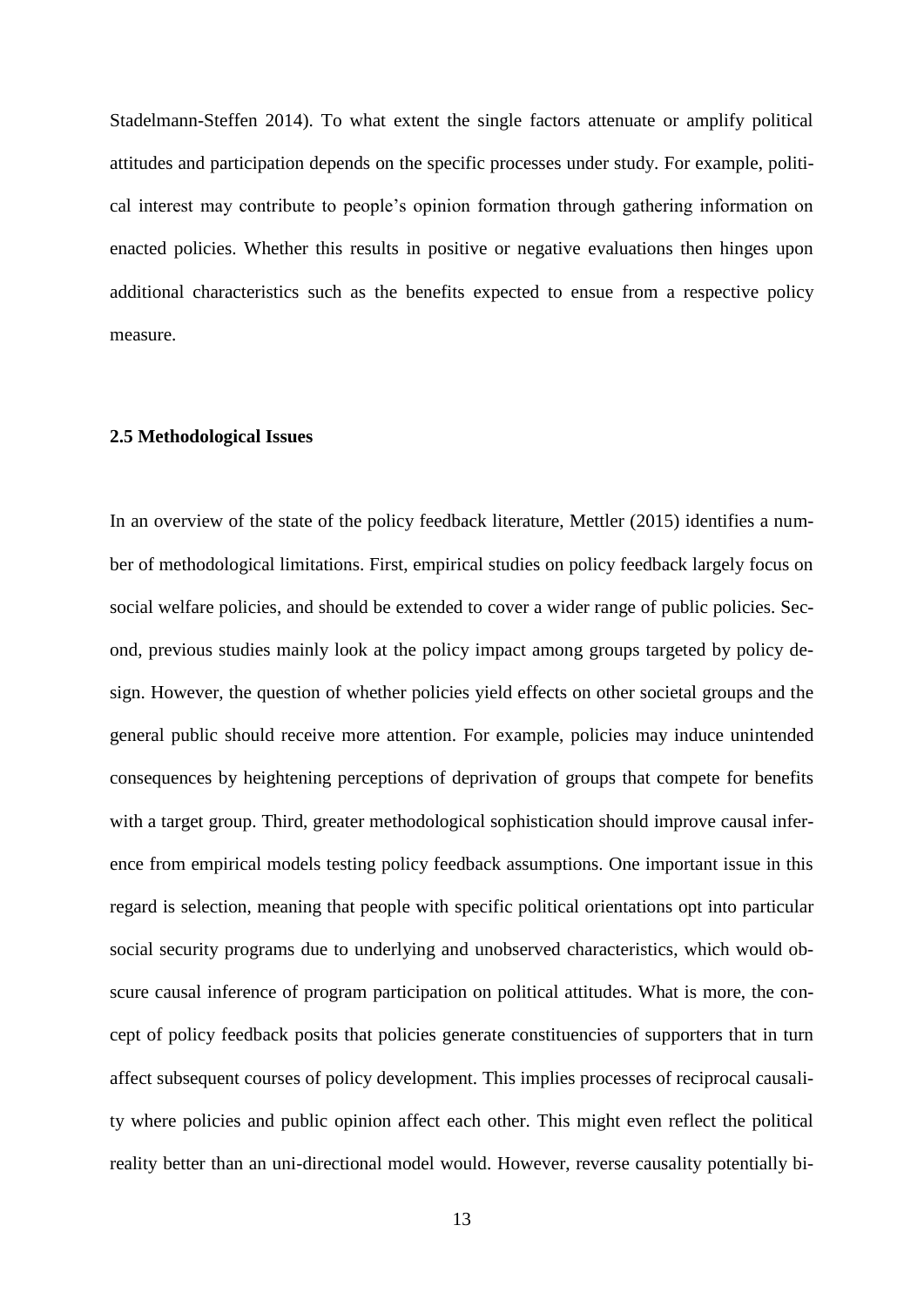Stadelmann-Steffen 2014). To what extent the single factors attenuate or amplify political attitudes and participation depends on the specific processes under study. For example, political interest may contribute to people's opinion formation through gathering information on enacted policies. Whether this results in positive or negative evaluations then hinges upon additional characteristics such as the benefits expected to ensue from a respective policy measure.

### 2.5 Methodological Issues

In an overview of the state of the policy feedback literature, Mettler (2015) identifies a number of methodological limitations. First, empirical studies on policy feedback largely focus on social welfare policies, and should be extended to cover a wider range of public policies. Second, previous studies mainly look at the policy impact among groups targeted by policy design. However, the question of whether policies yield effects on other societal groups and the general public should receive more attention. For example, policies may induce unintended consequences by heightening perceptions of deprivation of groups that compete for benefits with a target group. Third, greater methodological sophistication should improve causal inference from empirical models testing policy feedback assumptions. One important issue in this regard is selection, meaning that people with specific political orientations opt into particular social security programs due to underlying and unobserved characteristics, which would obscure causal inference of program participation on political attitudes. What is more, the concept of policy feedback posits that policies generate constituencies of supporters that in turn affect subsequent courses of policy development. This implies processes of reciprocal causality where policies and public opinion affect each other. This might even reflect the political reality better than an uni-directional model would. However, reverse causality potentially bi-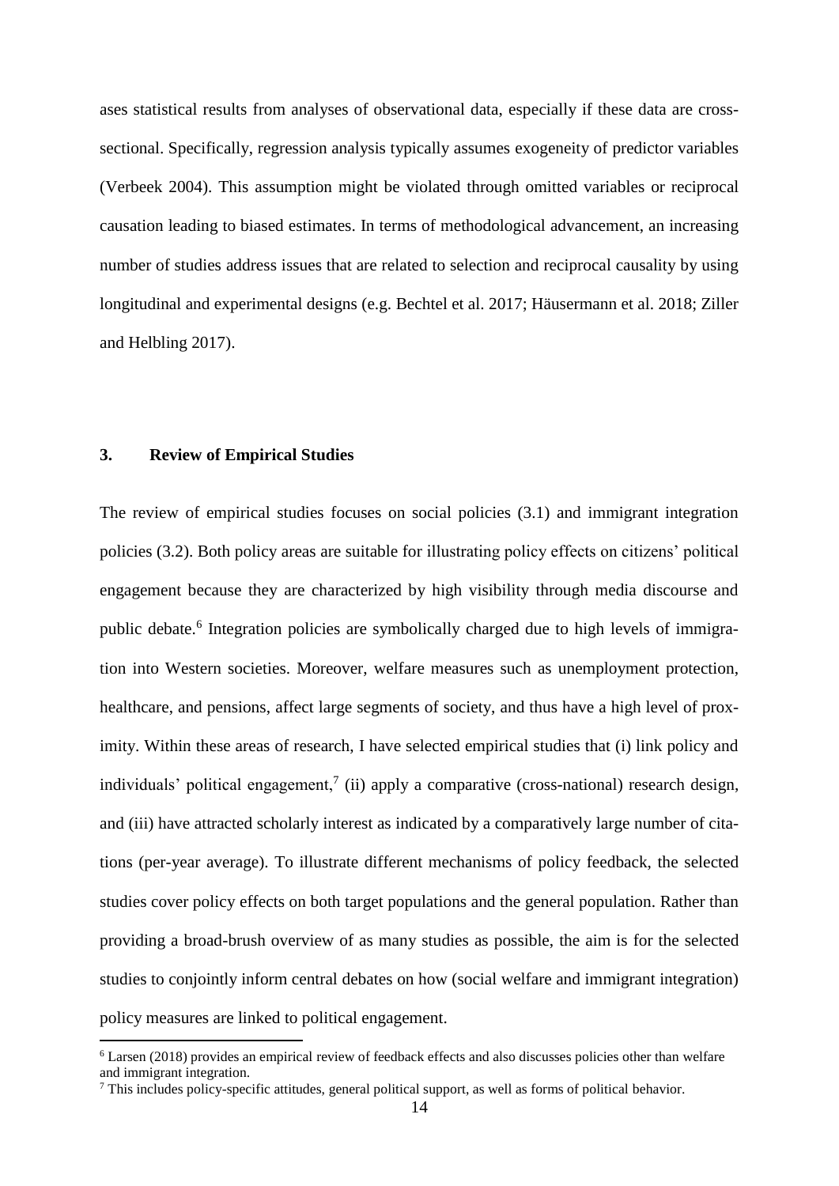ases statistical results from analyses of observational data, especially if these data are cross-sectional. Specifically, regression analysis typically assumes exogeneity of predictor variables (Verbeek 2004). This assumption might be violated through omitted variables or reciprocal causation leading to biased estimates. In terms of methodological advancement, an increasing number of studies address issues that are related to selection and reciprocal causality by using longitudinal and experimental designs (e.g. Bechtel et al. 2017; Häusermann et al. 2018; Ziller and Helbling 2017).

## 3. Review of Empirical Studies

The review of empirical studies focuses on social policies (3.1) and immigrant integration policies (3.2). Both policy areas are suitable for illustrating policy effects on citizens' political engagement because they are characterized by high visibility through media discourse and public debate.[6] Integration policies are symbolically charged due to high levels of immigration into Western societies. Moreover, welfare measures such as unemployment protection, healthcare, and pensions, affect large segments of society, and thus have a high level of proximity. Within these areas of research, I have selected empirical studies that (i) link policy and individuals' political engagement,[7] (ii) apply a comparative (cross-national) research design, and (iii) have attracted scholarly interest as indicated by a comparatively large number of citations (per-year average). To illustrate different mechanisms of policy feedback, the selected studies cover policy effects on both target populations and the general population. Rather than providing a broad-brush overview of as many studies as possible, the aim is for the selected studies to conjointly inform central debates on how (social welfare and immigrant integration) policy measures are linked to political engagement.

[6] Larsen (2018) provides an empirical review of feedback effects and also discusses policies other than welfare and immigrant integration.

[7] This includes policy-specific attitudes, general political support, as well as forms of political behavior.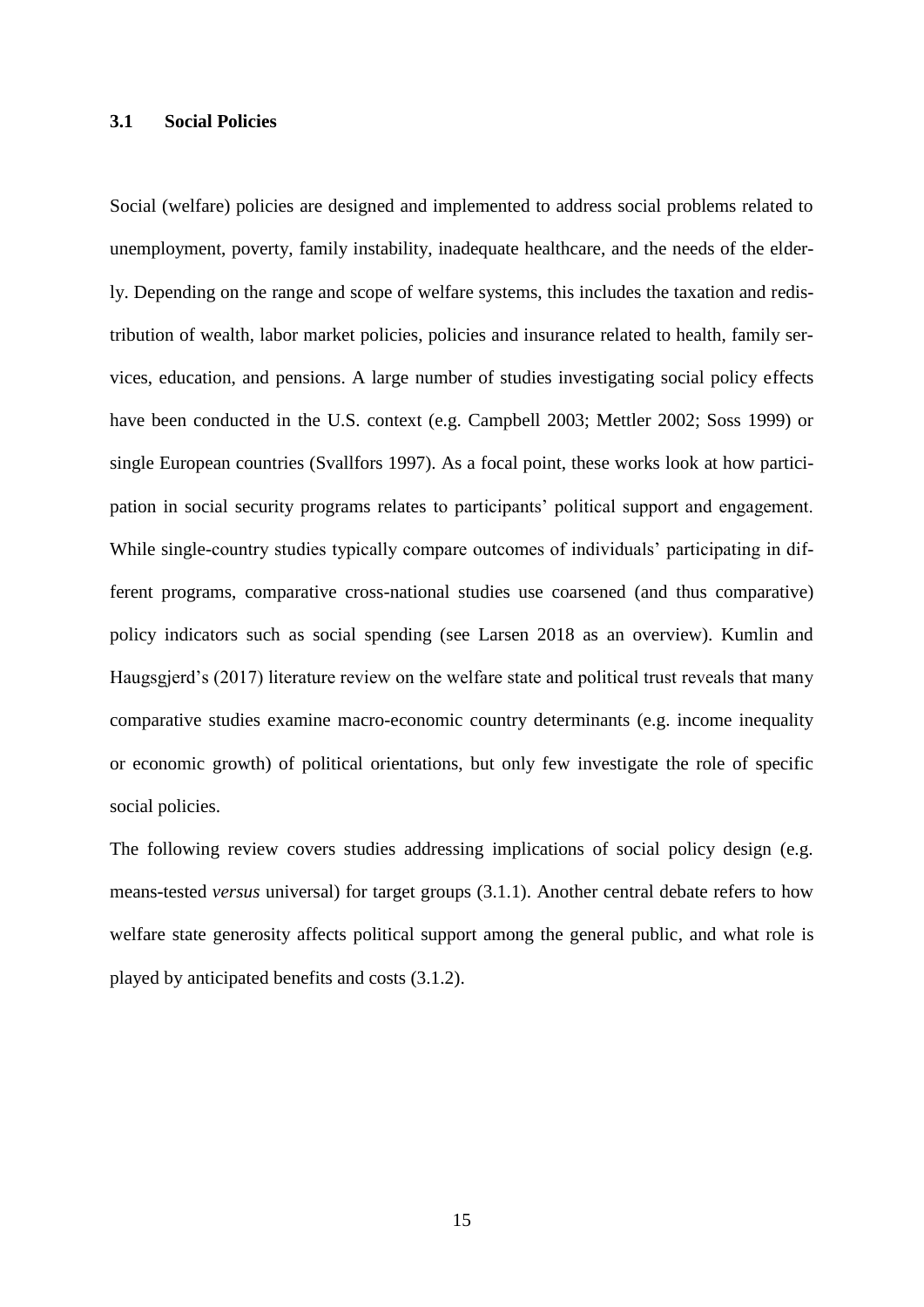### 3.1 Social Policies

Social (welfare) policies are designed and implemented to address social problems related to unemployment, poverty, family instability, inadequate healthcare, and the needs of the elderly. Depending on the range and scope of welfare systems, this includes the taxation and redistribution of wealth, labor market policies, policies and insurance related to health, family services, education, and pensions. A large number of studies investigating social policy effects have been conducted in the U.S. context (e.g. Campbell 2003; Mettler 2002; Soss 1999) or single European countries (Svallfors 1997). As a focal point, these works look at how participation in social security programs relates to participants' political support and engagement. While single-country studies typically compare outcomes of individuals' participating in different programs, comparative cross-national studies use coarsened (and thus comparative) policy indicators such as social spending (see Larsen 2018 as an overview). Kumlin and Haugsgjerd's (2017) literature review on the welfare state and political trust reveals that many comparative studies examine macro-economic country determinants (e.g. income inequality or economic growth) of political orientations, but only few investigate the role of specific social policies.

The following review covers studies addressing implications of social policy design (e.g. means-tested *versus* universal) for target groups (3.1.1). Another central debate refers to how welfare state generosity affects political support among the general public, and what role is played by anticipated benefits and costs (3.1.2).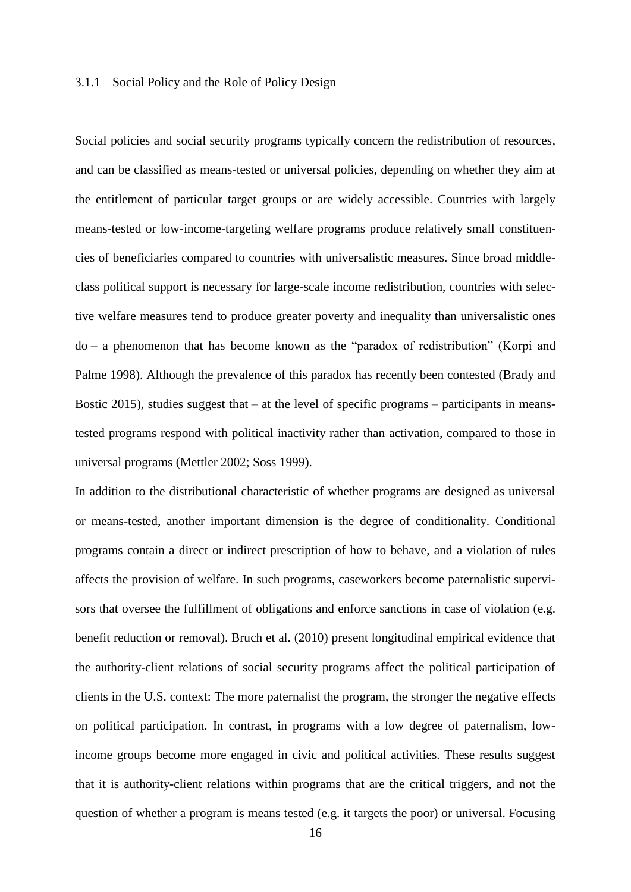### 3.1.1 Social Policy and the Role of Policy Design

Social policies and social security programs typically concern the redistribution of resources, and can be classified as means-tested or universal policies, depending on whether they aim at the entitlement of particular target groups or are widely accessible. Countries with largely means-tested or low-income-targeting welfare programs produce relatively small constituencies of beneficiaries compared to countries with universalistic measures. Since broad middle-class political support is necessary for large-scale income redistribution, countries with selective welfare measures tend to produce greater poverty and inequality than universalistic ones do – a phenomenon that has become known as the "paradox of redistribution" (Korpi and Palme 1998). Although the prevalence of this paradox has recently been contested (Brady and Bostic 2015), studies suggest that – at the level of specific programs – participants in means-tested programs respond with political inactivity rather than activation, compared to those in universal programs (Mettler 2002; Soss 1999).

In addition to the distributional characteristic of whether programs are designed as universal or means-tested, another important dimension is the degree of conditionality. Conditional programs contain a direct or indirect prescription of how to behave, and a violation of rules affects the provision of welfare. In such programs, caseworkers become paternalistic supervisors that oversee the fulfillment of obligations and enforce sanctions in case of violation (e.g. benefit reduction or removal). Bruch et al. (2010) present longitudinal empirical evidence that the authority-client relations of social security programs affect the political participation of clients in the U.S. context: The more paternalist the program, the stronger the negative effects on political participation. In contrast, in programs with a low degree of paternalism, low-income groups become more engaged in civic and political activities. These results suggest that it is authority-client relations within programs that are the critical triggers, and not the question of whether a program is means tested (e.g. it targets the poor) or universal. Focusing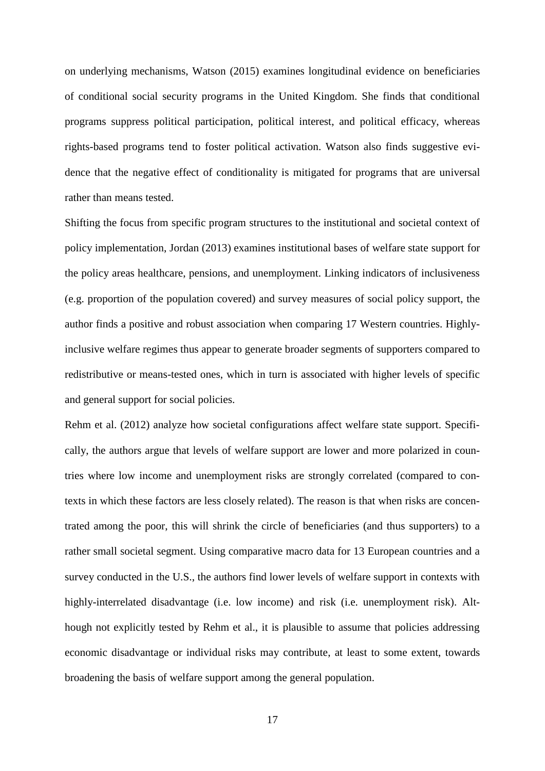on underlying mechanisms, Watson (2015) examines longitudinal evidence on beneficiaries of conditional social security programs in the United Kingdom. She finds that conditional programs suppress political participation, political interest, and political efficacy, whereas rights-based programs tend to foster political activation. Watson also finds suggestive evidence that the negative effect of conditionality is mitigated for programs that are universal rather than means tested.

Shifting the focus from specific program structures to the institutional and societal context of policy implementation, Jordan (2013) examines institutional bases of welfare state support for the policy areas healthcare, pensions, and unemployment. Linking indicators of inclusiveness (e.g. proportion of the population covered) and survey measures of social policy support, the author finds a positive and robust association when comparing 17 Western countries. Highly-inclusive welfare regimes thus appear to generate broader segments of supporters compared to redistributive or means-tested ones, which in turn is associated with higher levels of specific and general support for social policies.

Rehm et al. (2012) analyze how societal configurations affect welfare state support. Specifically, the authors argue that levels of welfare support are lower and more polarized in countries where low income and unemployment risks are strongly correlated (compared to contexts in which these factors are less closely related). The reason is that when risks are concentrated among the poor, this will shrink the circle of beneficiaries (and thus supporters) to a rather small societal segment. Using comparative macro data for 13 European countries and a survey conducted in the U.S., the authors find lower levels of welfare support in contexts with highly-interrelated disadvantage (i.e. low income) and risk (i.e. unemployment risk). Although not explicitly tested by Rehm et al., it is plausible to assume that policies addressing economic disadvantage or individual risks may contribute, at least to some extent, towards broadening the basis of welfare support among the general population.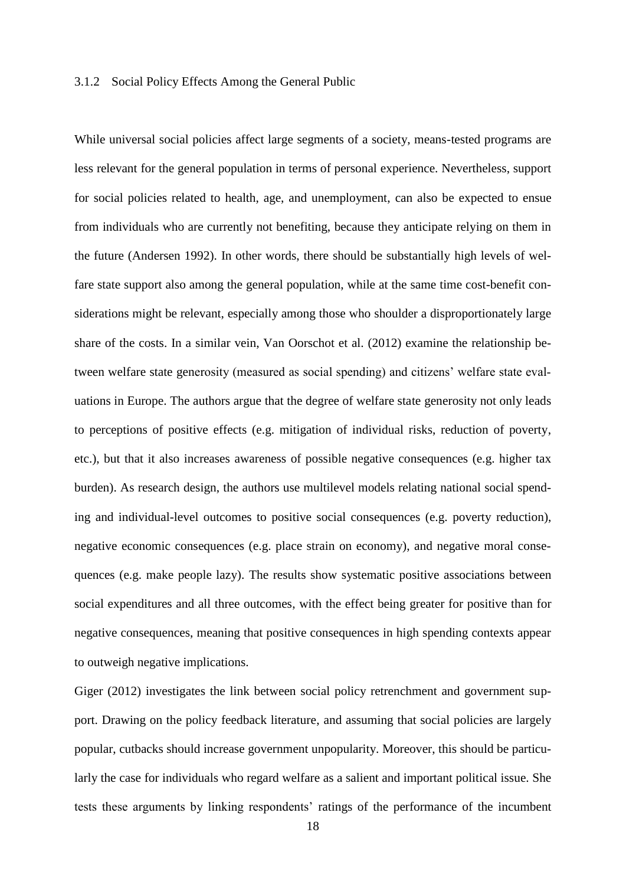### 3.1.2 Social Policy Effects Among the General Public

While universal social policies affect large segments of a society, means-tested programs are less relevant for the general population in terms of personal experience. Nevertheless, support for social policies related to health, age, and unemployment, can also be expected to ensue from individuals who are currently not benefiting, because they anticipate relying on them in the future (Andersen 1992). In other words, there should be substantially high levels of welfare state support also among the general population, while at the same time cost-benefit considerations might be relevant, especially among those who shoulder a disproportionately large share of the costs. In a similar vein, Van Oorschot et al. (2012) examine the relationship between welfare state generosity (measured as social spending) and citizens' welfare state evaluations in Europe. The authors argue that the degree of welfare state generosity not only leads to perceptions of positive effects (e.g. mitigation of individual risks, reduction of poverty, etc.), but that it also increases awareness of possible negative consequences (e.g. higher tax burden). As research design, the authors use multilevel models relating national social spending and individual-level outcomes to positive social consequences (e.g. poverty reduction), negative economic consequences (e.g. place strain on economy), and negative moral consequences (e.g. make people lazy). The results show systematic positive associations between social expenditures and all three outcomes, with the effect being greater for positive than for negative consequences, meaning that positive consequences in high spending contexts appear to outweigh negative implications.

Giger (2012) investigates the link between social policy retrenchment and government support. Drawing on the policy feedback literature, and assuming that social policies are largely popular, cutbacks should increase government unpopularity. Moreover, this should be particularly the case for individuals who regard welfare as a salient and important political issue. She tests these arguments by linking respondents' ratings of the performance of the incumbent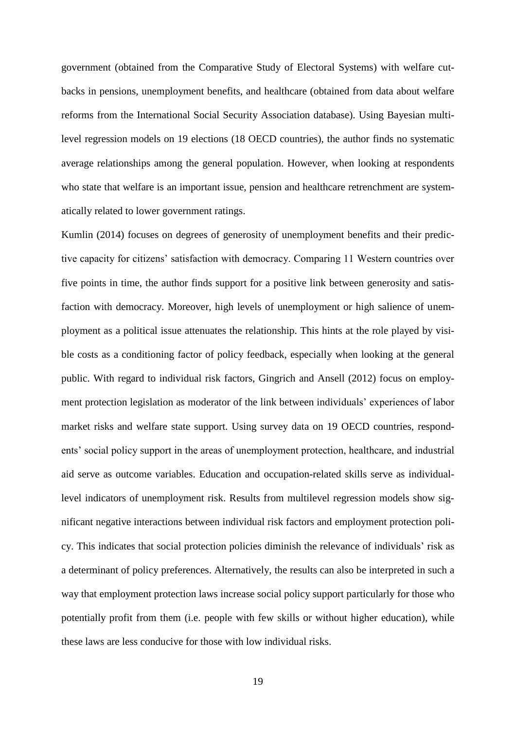government (obtained from the Comparative Study of Electoral Systems) with welfare cutbacks in pensions, unemployment benefits, and healthcare (obtained from data about welfare reforms from the International Social Security Association database). Using Bayesian multilevel regression models on 19 elections (18 OECD countries), the author finds no systematic average relationships among the general population. However, when looking at respondents who state that welfare is an important issue, pension and healthcare retrenchment are systematically related to lower government ratings.

Kumlin (2014) focuses on degrees of generosity of unemployment benefits and their predictive capacity for citizens' satisfaction with democracy. Comparing 11 Western countries over five points in time, the author finds support for a positive link between generosity and satisfaction with democracy. Moreover, high levels of unemployment or high salience of unemployment as a political issue attenuates the relationship. This hints at the role played by visible costs as a conditioning factor of policy feedback, especially when looking at the general public. With regard to individual risk factors, Gingrich and Ansell (2012) focus on employment protection legislation as moderator of the link between individuals' experiences of labor market risks and welfare state support. Using survey data on 19 OECD countries, respondents' social policy support in the areas of unemployment protection, healthcare, and industrial aid serve as outcome variables. Education and occupation-related skills serve as individual-level indicators of unemployment risk. Results from multilevel regression models show significant negative interactions between individual risk factors and employment protection policy. This indicates that social protection policies diminish the relevance of individuals' risk as a determinant of policy preferences. Alternatively, the results can also be interpreted in such a way that employment protection laws increase social policy support particularly for those who potentially profit from them (i.e. people with few skills or without higher education), while these laws are less conducive for those with low individual risks.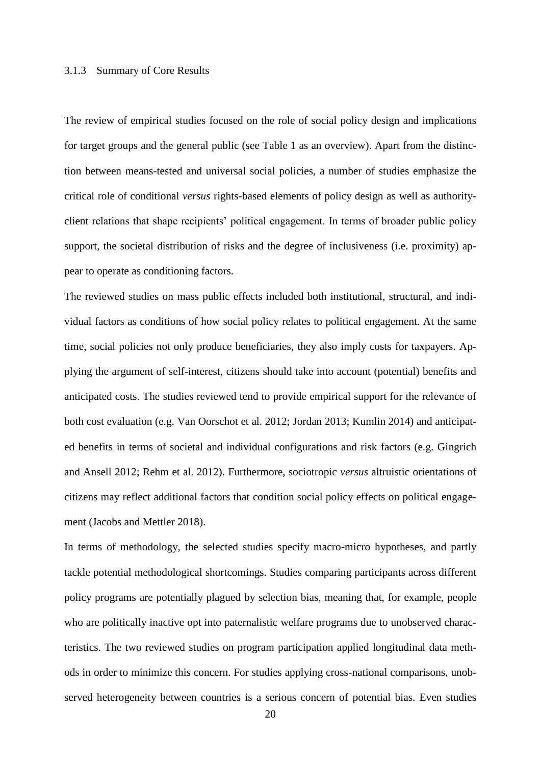### 3.1.3 Summary of Core Results

The review of empirical studies focused on the role of social policy design and implications for target groups and the general public (see Table 1 as an overview). Apart from the distinction between means-tested and universal social policies, a number of studies emphasize the critical role of conditional *versus* rights-based elements of policy design as well as authority-client relations that shape recipients' political engagement. In terms of broader public policy support, the societal distribution of risks and the degree of inclusiveness (i.e. proximity) appear to operate as conditioning factors.

The reviewed studies on mass public effects included both institutional, structural, and individual factors as conditions of how social policy relates to political engagement. At the same time, social policies not only produce beneficiaries, they also imply costs for taxpayers. Applying the argument of self-interest, citizens should take into account (potential) benefits and anticipated costs. The studies reviewed tend to provide empirical support for the relevance of both cost evaluation (e.g. Van Oorschot et al. 2012; Jordan 2013; Kumlin 2014) and anticipated benefits in terms of societal and individual configurations and risk factors (e.g. Gingrich and Ansell 2012; Rehm et al. 2012). Furthermore, sociotropic *versus* altruistic orientations of citizens may reflect additional factors that condition social policy effects on political engagement (Jacobs and Mettler 2018).

In terms of methodology, the selected studies specify macro-micro hypotheses, and partly tackle potential methodological shortcomings. Studies comparing participants across different policy programs are potentially plagued by selection bias, meaning that, for example, people who are politically inactive opt into paternalistic welfare programs due to unobserved characteristics. The two reviewed studies on program participation applied longitudinal data methods in order to minimize this concern. For studies applying cross-national comparisons, unobserved heterogeneity between countries is a serious concern of potential bias. Even studies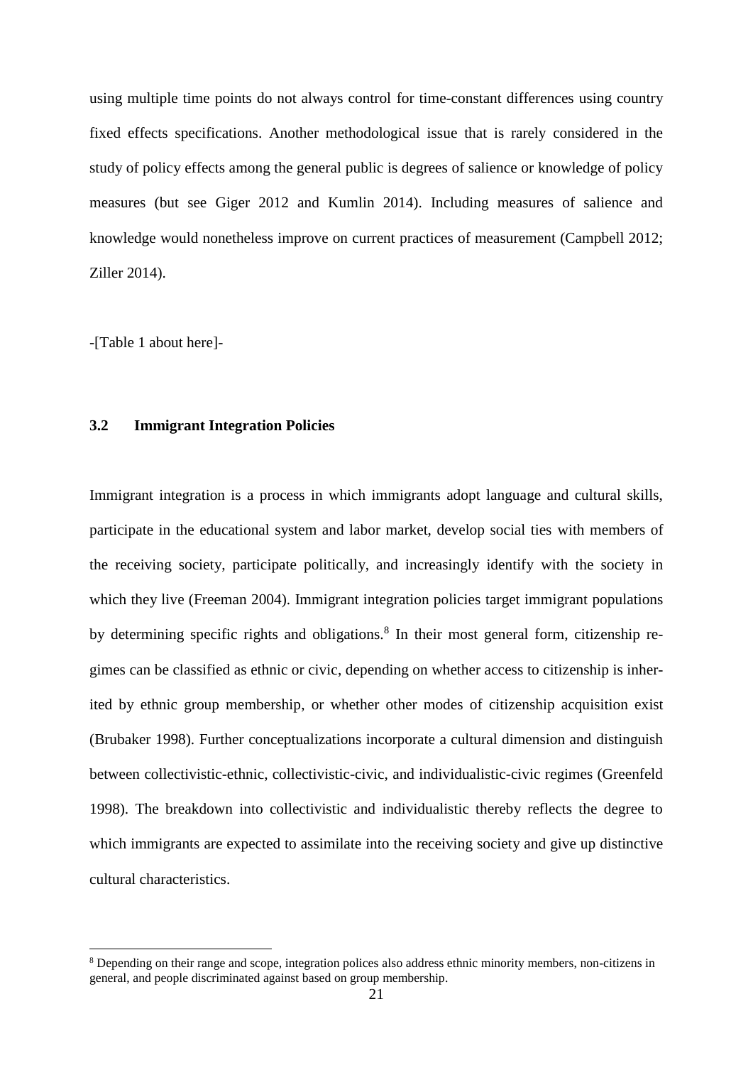using multiple time points do not always control for time-constant differences using country fixed effects specifications. Another methodological issue that is rarely considered in the study of policy effects among the general public is degrees of salience or knowledge of policy measures (but see Giger 2012 and Kumlin 2014). Including measures of salience and knowledge would nonetheless improve on current practices of measurement (Campbell 2012; Ziller 2014).

-[Table 1 about here]-

### 3.2 Immigrant Integration Policies

Immigrant integration is a process in which immigrants adopt language and cultural skills, participate in the educational system and labor market, develop social ties with members of the receiving society, participate politically, and increasingly identify with the society in which they live (Freeman 2004). Immigrant integration policies target immigrant populations by determining specific rights and obligations.[8] In their most general form, citizenship regimes can be classified as ethnic or civic, depending on whether access to citizenship is inherited by ethnic group membership, or whether other modes of citizenship acquisition exist (Brubaker 1998). Further conceptualizations incorporate a cultural dimension and distinguish between collectivistic-ethnic, collectivistic-civic, and individualistic-civic regimes (Greenfeld 1998). The breakdown into collectivistic and individualistic thereby reflects the degree to which immigrants are expected to assimilate into the receiving society and give up distinctive cultural characteristics.

[8] Depending on their range and scope, integration polices also address ethnic minority members, non-citizens in general, and people discriminated against based on group membership.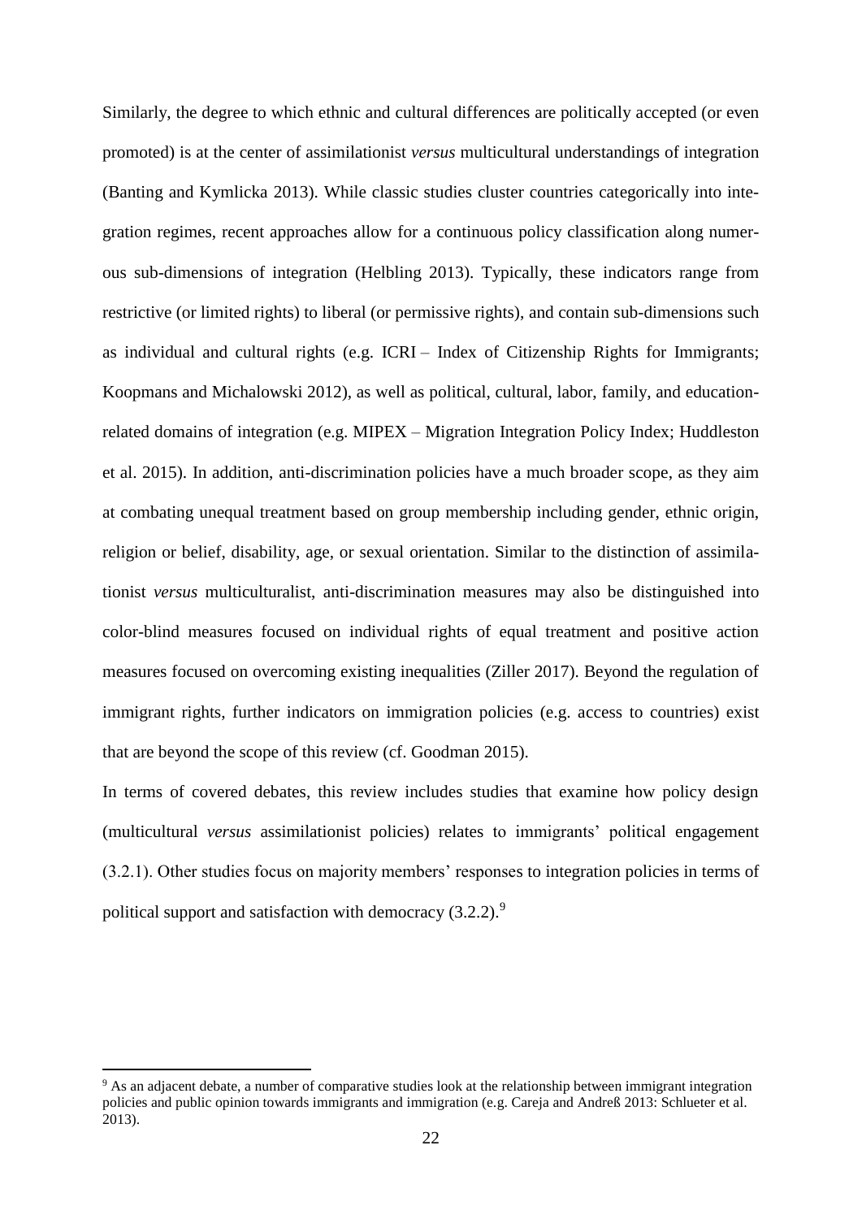Similarly, the degree to which ethnic and cultural differences are politically accepted (or even promoted) is at the center of assimilationist *versus* multicultural understandings of integration (Banting and Kymlicka 2013). While classic studies cluster countries categorically into integration regimes, recent approaches allow for a continuous policy classification along numerous sub-dimensions of integration (Helbling 2013). Typically, these indicators range from restrictive (or limited rights) to liberal (or permissive rights), and contain sub-dimensions such as individual and cultural rights (e.g. ICRI – Index of Citizenship Rights for Immigrants; Koopmans and Michalowski 2012), as well as political, cultural, labor, family, and education-related domains of integration (e.g. MIPEX – Migration Integration Policy Index; Huddleston et al. 2015). In addition, anti-discrimination policies have a much broader scope, as they aim at combating unequal treatment based on group membership including gender, ethnic origin, religion or belief, disability, age, or sexual orientation. Similar to the distinction of assimilationist *versus* multiculturalist, anti-discrimination measures may also be distinguished into color-blind measures focused on individual rights of equal treatment and positive action measures focused on overcoming existing inequalities (Ziller 2017). Beyond the regulation of immigrant rights, further indicators on immigration policies (e.g. access to countries) exist that are beyond the scope of this review (cf. Goodman 2015).

In terms of covered debates, this review includes studies that examine how policy design (multicultural *versus* assimilationist policies) relates to immigrants' political engagement (3.2.1). Other studies focus on majority members' responses to integration policies in terms of political support and satisfaction with democracy (3.2.2).[9]

[9] As an adjacent debate, a number of comparative studies look at the relationship between immigrant integration policies and public opinion towards immigrants and immigration (e.g. Careja and Andreß 2013: Schlueter et al. 2013).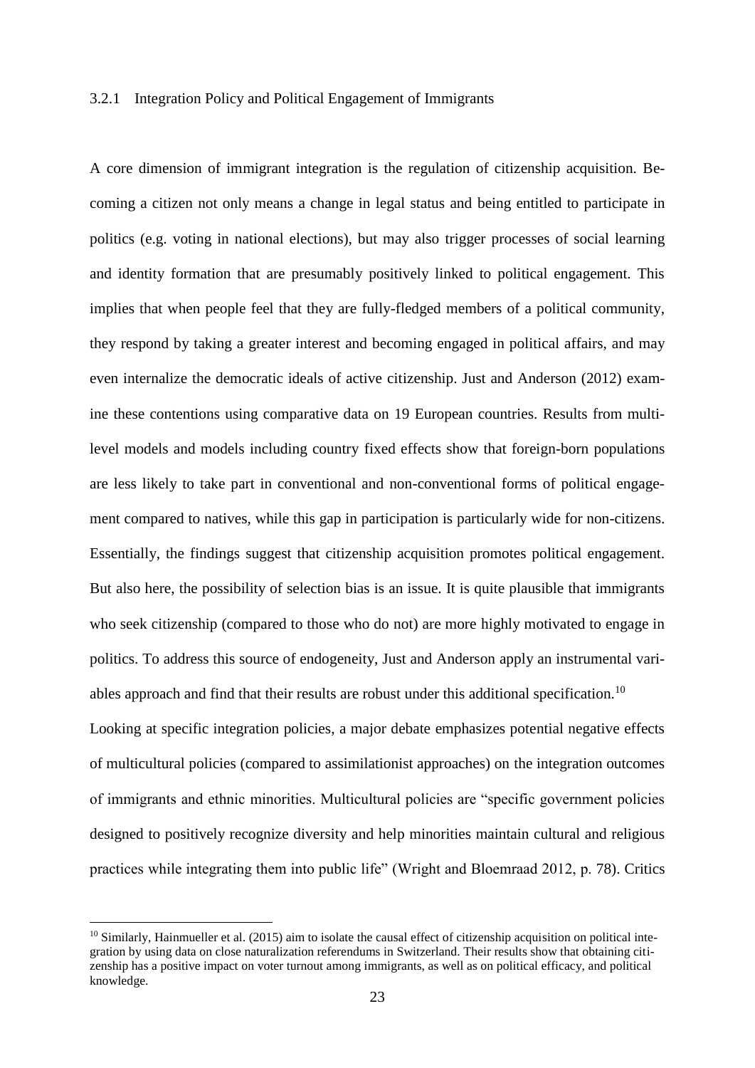### 3.2.1 Integration Policy and Political Engagement of Immigrants

A core dimension of immigrant integration is the regulation of citizenship acquisition. Becoming a citizen not only means a change in legal status and being entitled to participate in politics (e.g. voting in national elections), but may also trigger processes of social learning and identity formation that are presumably positively linked to political engagement. This implies that when people feel that they are fully-fledged members of a political community, they respond by taking a greater interest and becoming engaged in political affairs, and may even internalize the democratic ideals of active citizenship. Just and Anderson (2012) examine these contentions using comparative data on 19 European countries. Results from multilevel models and models including country fixed effects show that foreign-born populations are less likely to take part in conventional and non-conventional forms of political engagement compared to natives, while this gap in participation is particularly wide for non-citizens. Essentially, the findings suggest that citizenship acquisition promotes political engagement. But also here, the possibility of selection bias is an issue. It is quite plausible that immigrants who seek citizenship (compared to those who do not) are more highly motivated to engage in politics. To address this source of endogeneity, Just and Anderson apply an instrumental variables approach and find that their results are robust under this additional specification.[10]

Looking at specific integration policies, a major debate emphasizes potential negative effects of multicultural policies (compared to assimilationist approaches) on the integration outcomes of immigrants and ethnic minorities. Multicultural policies are "specific government policies designed to positively recognize diversity and help minorities maintain cultural and religious practices while integrating them into public life" (Wright and Bloemraad 2012, p. 78). Critics

[10] Similarly, Hainmueller et al. (2015) aim to isolate the causal effect of citizenship acquisition on political integration by using data on close naturalization referendums in Switzerland. Their results show that obtaining citizenship has a positive impact on voter turnout among immigrants, as well as on political efficacy, and political knowledge.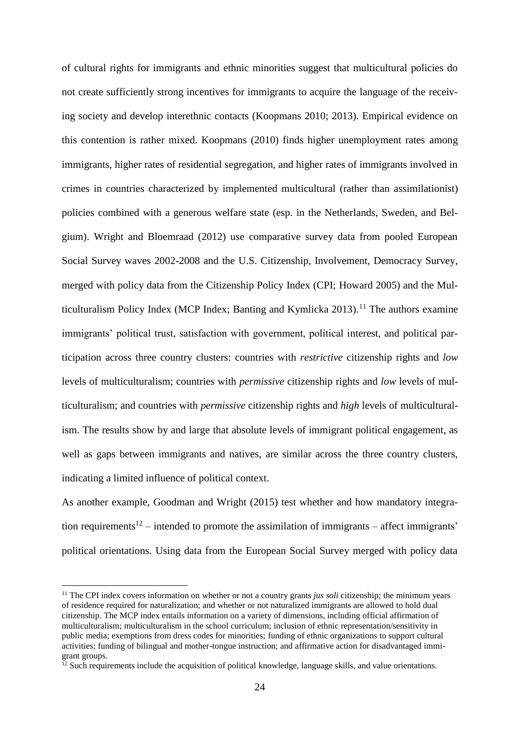of cultural rights for immigrants and ethnic minorities suggest that multicultural policies do not create sufficiently strong incentives for immigrants to acquire the language of the receiving society and develop interethnic contacts (Koopmans 2010; 2013). Empirical evidence on this contention is rather mixed. Koopmans (2010) finds higher unemployment rates among immigrants, higher rates of residential segregation, and higher rates of immigrants involved in crimes in countries characterized by implemented multicultural (rather than assimilationist) policies combined with a generous welfare state (esp. in the Netherlands, Sweden, and Belgium). Wright and Bloemraad (2012) use comparative survey data from pooled European Social Survey waves 2002-2008 and the U.S. Citizenship, Involvement, Democracy Survey, merged with policy data from the Citizenship Policy Index (CPI; Howard 2005) and the Multiculturalism Policy Index (MCP Index; Banting and Kymlicka 2013).[11] The authors examine immigrants' political trust, satisfaction with government, political interest, and political participation across three country clusters: countries with *restrictive* citizenship rights and *low* levels of multiculturalism; countries with *permissive* citizenship rights and *low* levels of multiculturalism; and countries with *permissive* citizenship rights and *high* levels of multiculturalism. The results show by and large that absolute levels of immigrant political engagement, as well as gaps between immigrants and natives, are similar across the three country clusters, indicating a limited influence of political context.

As another example, Goodman and Wright (2015) test whether and how mandatory integration requirements[12] – intended to promote the assimilation of immigrants – affect immigrants' political orientations. Using data from the European Social Survey merged with policy data

[11] The CPI index covers information on whether or not a country grants *jus soli* citizenship; the minimum years of residence required for naturalization; and whether or not naturalized immigrants are allowed to hold dual citizenship. The MCP index entails information on a variety of dimensions, including official affirmation of multiculturalism; multiculturalism in the school curriculum; inclusion of ethnic representation/sensitivity in public media; exemptions from dress codes for minorities; funding of ethnic organizations to support cultural activities; funding of bilingual and mother-tongue instruction; and affirmative action for disadvantaged immigrant groups.

[12] Such requirements include the acquisition of political knowledge, language skills, and value orientations.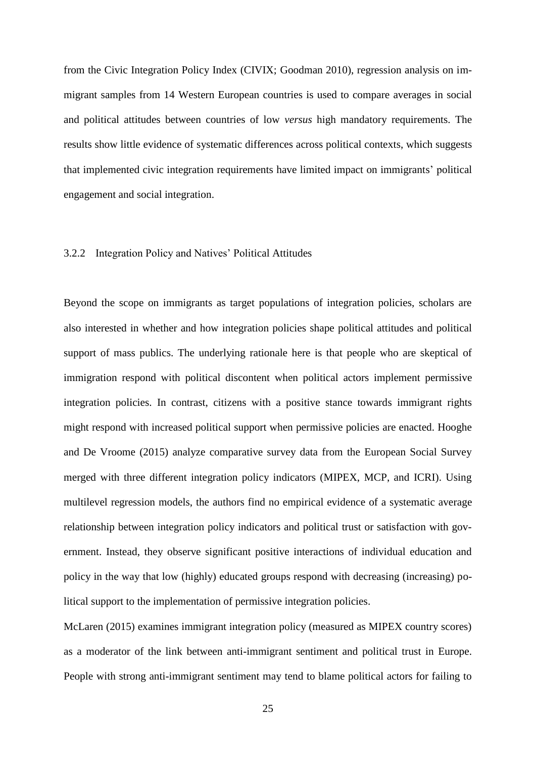from the Civic Integration Policy Index (CIVIX; Goodman 2010), regression analysis on immigrant samples from 14 Western European countries is used to compare averages in social and political attitudes between countries of low *versus* high mandatory requirements. The results show little evidence of systematic differences across political contexts, which suggests that implemented civic integration requirements have limited impact on immigrants' political engagement and social integration.

### 3.2.2 Integration Policy and Natives' Political Attitudes

Beyond the scope on immigrants as target populations of integration policies, scholars are also interested in whether and how integration policies shape political attitudes and political support of mass publics. The underlying rationale here is that people who are skeptical of immigration respond with political discontent when political actors implement permissive integration policies. In contrast, citizens with a positive stance towards immigrant rights might respond with increased political support when permissive policies are enacted. Hooghe and De Vroome (2015) analyze comparative survey data from the European Social Survey merged with three different integration policy indicators (MIPEX, MCP, and ICRI). Using multilevel regression models, the authors find no empirical evidence of a systematic average relationship between integration policy indicators and political trust or satisfaction with government. Instead, they observe significant positive interactions of individual education and policy in the way that low (highly) educated groups respond with decreasing (increasing) political support to the implementation of permissive integration policies.

McLaren (2015) examines immigrant integration policy (measured as MIPEX country scores) as a moderator of the link between anti-immigrant sentiment and political trust in Europe. People with strong anti-immigrant sentiment may tend to blame political actors for failing to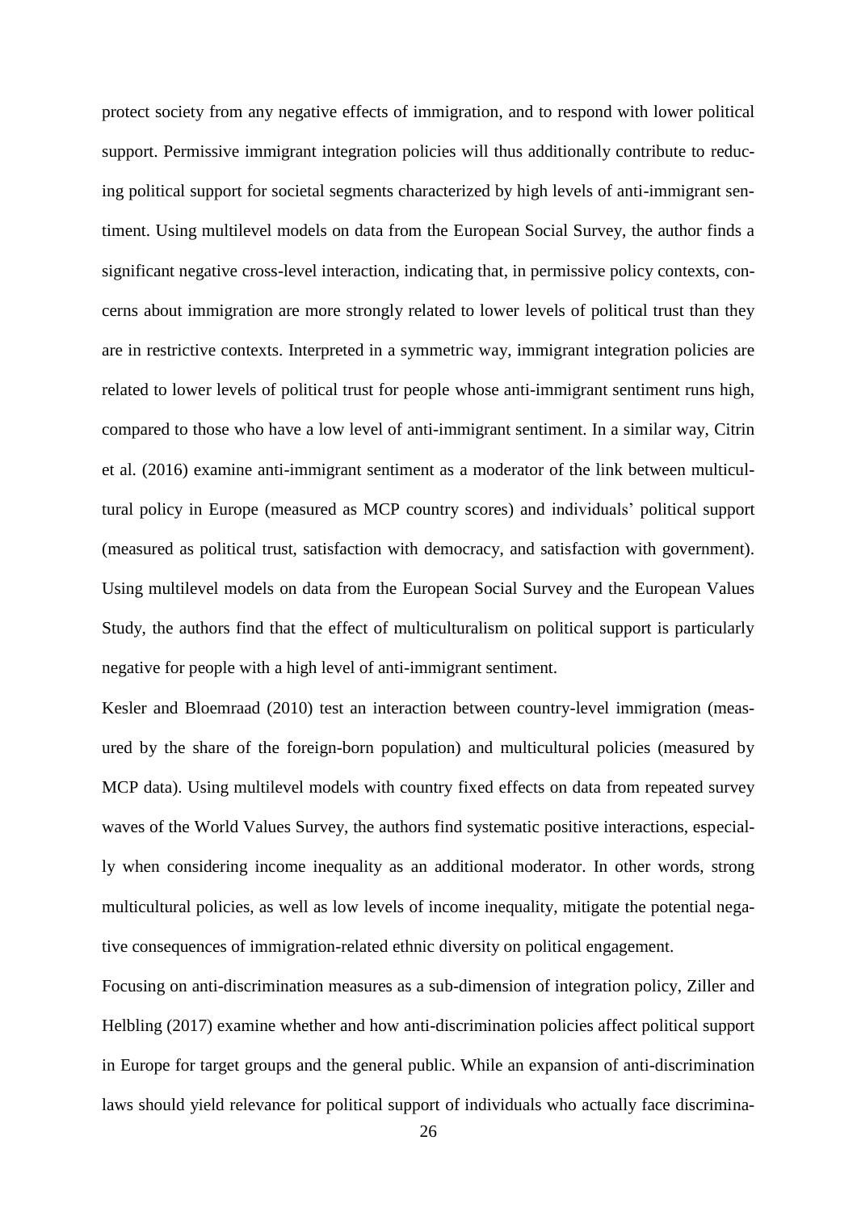protect society from any negative effects of immigration, and to respond with lower political support. Permissive immigrant integration policies will thus additionally contribute to reducing political support for societal segments characterized by high levels of anti-immigrant sentiment. Using multilevel models on data from the European Social Survey, the author finds a significant negative cross-level interaction, indicating that, in permissive policy contexts, concerns about immigration are more strongly related to lower levels of political trust than they are in restrictive contexts. Interpreted in a symmetric way, immigrant integration policies are related to lower levels of political trust for people whose anti-immigrant sentiment runs high, compared to those who have a low level of anti-immigrant sentiment. In a similar way, Citrin et al. (2016) examine anti-immigrant sentiment as a moderator of the link between multicultural policy in Europe (measured as MCP country scores) and individuals' political support (measured as political trust, satisfaction with democracy, and satisfaction with government). Using multilevel models on data from the European Social Survey and the European Values Study, the authors find that the effect of multiculturalism on political support is particularly negative for people with a high level of anti-immigrant sentiment.

Kesler and Bloemraad (2010) test an interaction between country-level immigration (measured by the share of the foreign-born population) and multicultural policies (measured by MCP data). Using multilevel models with country fixed effects on data from repeated survey waves of the World Values Survey, the authors find systematic positive interactions, especially when considering income inequality as an additional moderator. In other words, strong multicultural policies, as well as low levels of income inequality, mitigate the potential negative consequences of immigration-related ethnic diversity on political engagement.

Focusing on anti-discrimination measures as a sub-dimension of integration policy, Ziller and Helbling (2017) examine whether and how anti-discrimination policies affect political support in Europe for target groups and the general public. While an expansion of anti-discrimination laws should yield relevance for political support of individuals who actually face discrimina-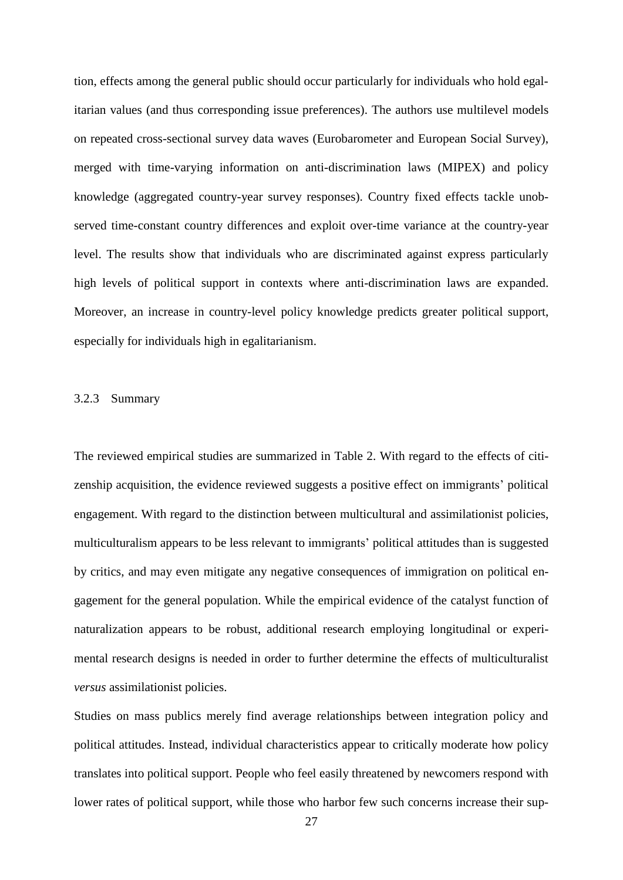tion, effects among the general public should occur particularly for individuals who hold egalitarian values (and thus corresponding issue preferences). The authors use multilevel models on repeated cross-sectional survey data waves (Eurobarometer and European Social Survey), merged with time-varying information on anti-discrimination laws (MIPEX) and policy knowledge (aggregated country-year survey responses). Country fixed effects tackle unobserved time-constant country differences and exploit over-time variance at the country-year level. The results show that individuals who are discriminated against express particularly high levels of political support in contexts where anti-discrimination laws are expanded. Moreover, an increase in country-level policy knowledge predicts greater political support, especially for individuals high in egalitarianism.

### 3.2.3 Summary

The reviewed empirical studies are summarized in Table 2. With regard to the effects of citizenship acquisition, the evidence reviewed suggests a positive effect on immigrants' political engagement. With regard to the distinction between multicultural and assimilationist policies, multiculturalism appears to be less relevant to immigrants' political attitudes than is suggested by critics, and may even mitigate any negative consequences of immigration on political engagement for the general population. While the empirical evidence of the catalyst function of naturalization appears to be robust, additional research employing longitudinal or experimental research designs is needed in order to further determine the effects of multiculturalist *versus* assimilationist policies.

Studies on mass publics merely find average relationships between integration policy and political attitudes. Instead, individual characteristics appear to critically moderate how policy translates into political support. People who feel easily threatened by newcomers respond with lower rates of political support, while those who harbor few such concerns increase their sup-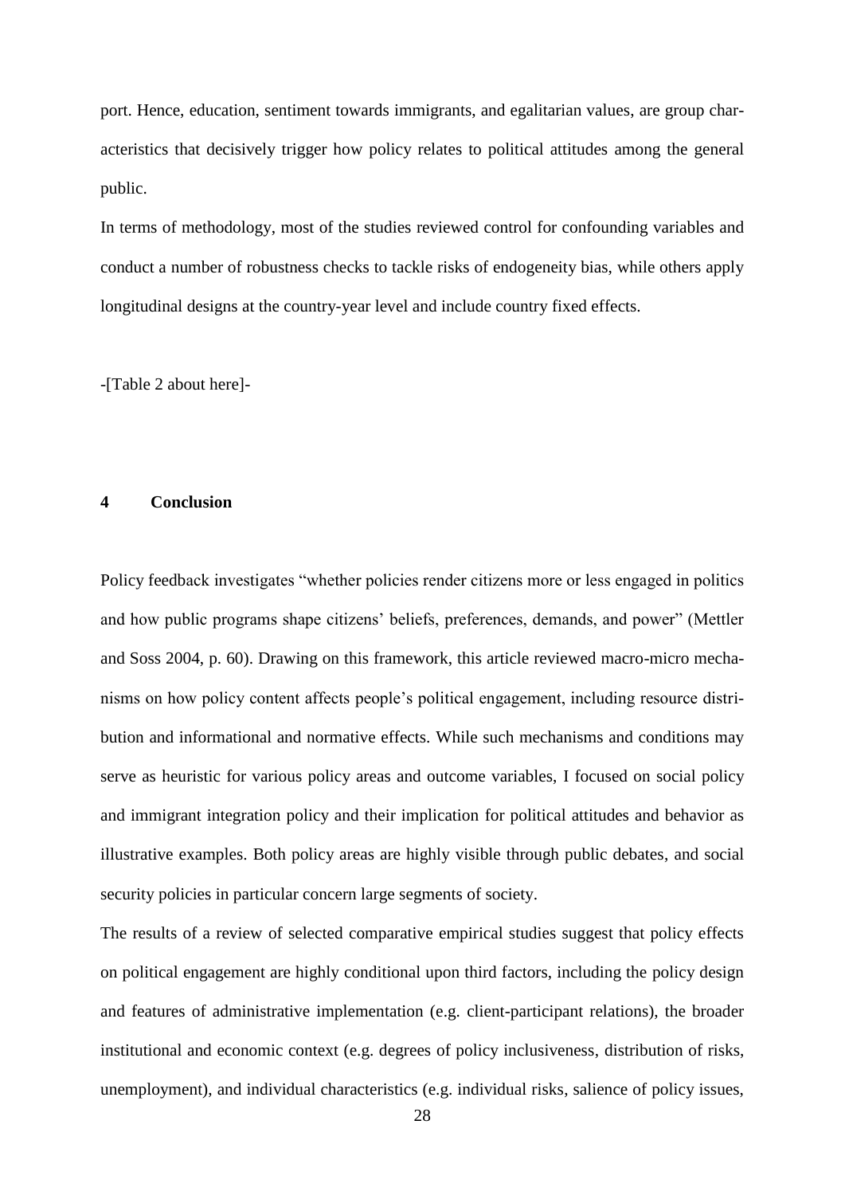port. Hence, education, sentiment towards immigrants, and egalitarian values, are group characteristics that decisively trigger how policy relates to political attitudes among the general public.

In terms of methodology, most of the studies reviewed control for confounding variables and conduct a number of robustness checks to tackle risks of endogeneity bias, while others apply longitudinal designs at the country-year level and include country fixed effects.

-[Table 2 about here]-

## 4 Conclusion

Policy feedback investigates "whether policies render citizens more or less engaged in politics and how public programs shape citizens' beliefs, preferences, demands, and power" (Mettler and Soss 2004, p. 60). Drawing on this framework, this article reviewed macro-micro mechanisms on how policy content affects people's political engagement, including resource distribution and informational and normative effects. While such mechanisms and conditions may serve as heuristic for various policy areas and outcome variables, I focused on social policy and immigrant integration policy and their implication for political attitudes and behavior as illustrative examples. Both policy areas are highly visible through public debates, and social security policies in particular concern large segments of society.

The results of a review of selected comparative empirical studies suggest that policy effects on political engagement are highly conditional upon third factors, including the policy design and features of administrative implementation (e.g. client-participant relations), the broader institutional and economic context (e.g. degrees of policy inclusiveness, distribution of risks, unemployment), and individual characteristics (e.g. individual risks, salience of policy issues,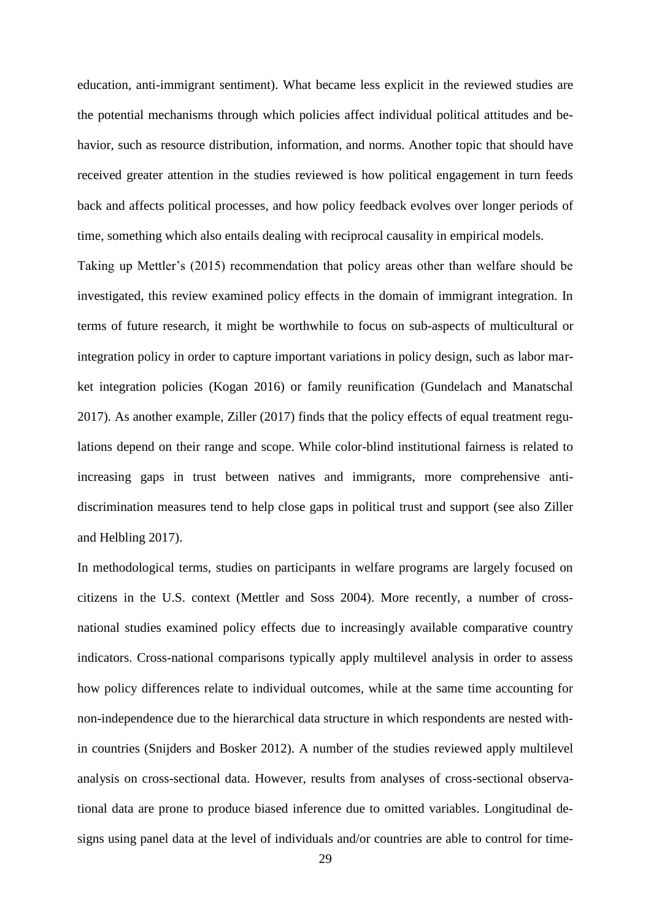education, anti-immigrant sentiment). What became less explicit in the reviewed studies are the potential mechanisms through which policies affect individual political attitudes and behavior, such as resource distribution, information, and norms. Another topic that should have received greater attention in the studies reviewed is how political engagement in turn feeds back and affects political processes, and how policy feedback evolves over longer periods of time, something which also entails dealing with reciprocal causality in empirical models.

Taking up Mettler's (2015) recommendation that policy areas other than welfare should be investigated, this review examined policy effects in the domain of immigrant integration. In terms of future research, it might be worthwhile to focus on sub-aspects of multicultural or integration policy in order to capture important variations in policy design, such as labor market integration policies (Kogan 2016) or family reunification (Gundelach and Manatschal 2017). As another example, Ziller (2017) finds that the policy effects of equal treatment regulations depend on their range and scope. While color-blind institutional fairness is related to increasing gaps in trust between natives and immigrants, more comprehensive anti-discrimination measures tend to help close gaps in political trust and support (see also Ziller and Helbling 2017).

In methodological terms, studies on participants in welfare programs are largely focused on citizens in the U.S. context (Mettler and Soss 2004). More recently, a number of cross-national studies examined policy effects due to increasingly available comparative country indicators. Cross-national comparisons typically apply multilevel analysis in order to assess how policy differences relate to individual outcomes, while at the same time accounting for non-independence due to the hierarchical data structure in which respondents are nested within countries (Snijders and Bosker 2012). A number of the studies reviewed apply multilevel analysis on cross-sectional data. However, results from analyses of cross-sectional observational data are prone to produce biased inference due to omitted variables. Longitudinal designs using panel data at the level of individuals and/or countries are able to control for time-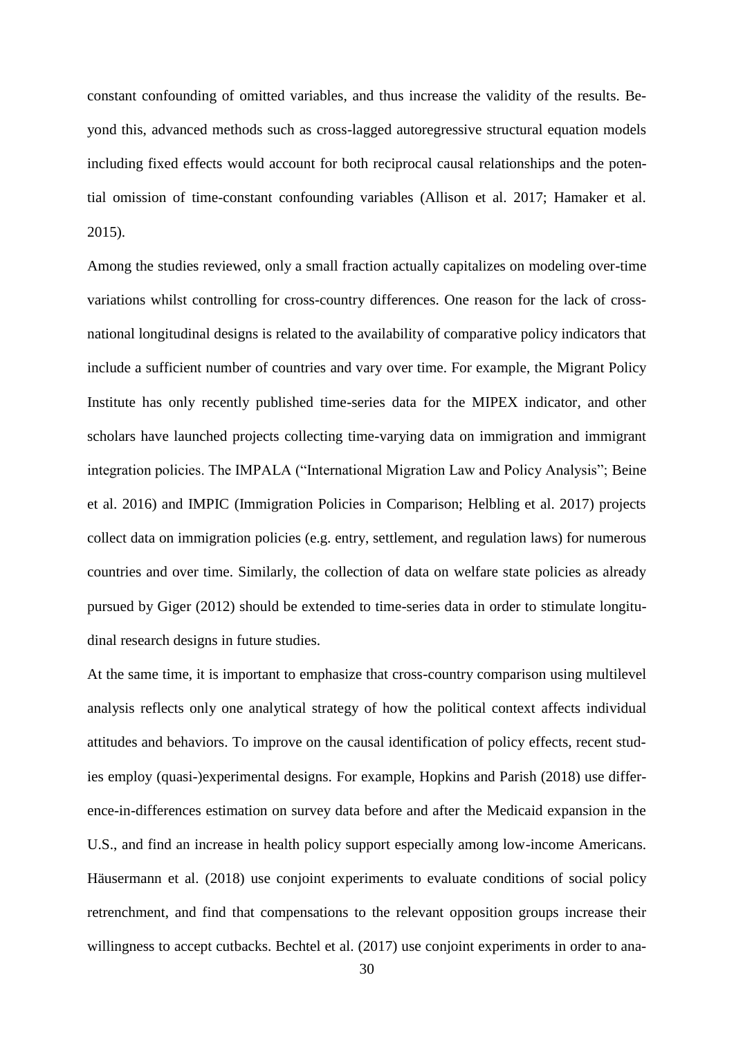constant confounding of omitted variables, and thus increase the validity of the results. Beyond this, advanced methods such as cross-lagged autoregressive structural equation models including fixed effects would account for both reciprocal causal relationships and the potential omission of time-constant confounding variables (Allison et al. 2017; Hamaker et al. 2015).

Among the studies reviewed, only a small fraction actually capitalizes on modeling over-time variations whilst controlling for cross-country differences. One reason for the lack of cross-national longitudinal designs is related to the availability of comparative policy indicators that include a sufficient number of countries and vary over time. For example, the Migrant Policy Institute has only recently published time-series data for the MIPEX indicator, and other scholars have launched projects collecting time-varying data on immigration and immigrant integration policies. The IMPALA ("International Migration Law and Policy Analysis"; Beine et al. 2016) and IMPIC (Immigration Policies in Comparison; Helbling et al. 2017) projects collect data on immigration policies (e.g. entry, settlement, and regulation laws) for numerous countries and over time. Similarly, the collection of data on welfare state policies as already pursued by Giger (2012) should be extended to time-series data in order to stimulate longitudinal research designs in future studies.

At the same time, it is important to emphasize that cross-country comparison using multilevel analysis reflects only one analytical strategy of how the political context affects individual attitudes and behaviors. To improve on the causal identification of policy effects, recent studies employ (quasi-)experimental designs. For example, Hopkins and Parish (2018) use difference-in-differences estimation on survey data before and after the Medicaid expansion in the U.S., and find an increase in health policy support especially among low-income Americans. Häusermann et al. (2018) use conjoint experiments to evaluate conditions of social policy retrenchment, and find that compensations to the relevant opposition groups increase their willingness to accept cutbacks. Bechtel et al. (2017) use conjoint experiments in order to ana-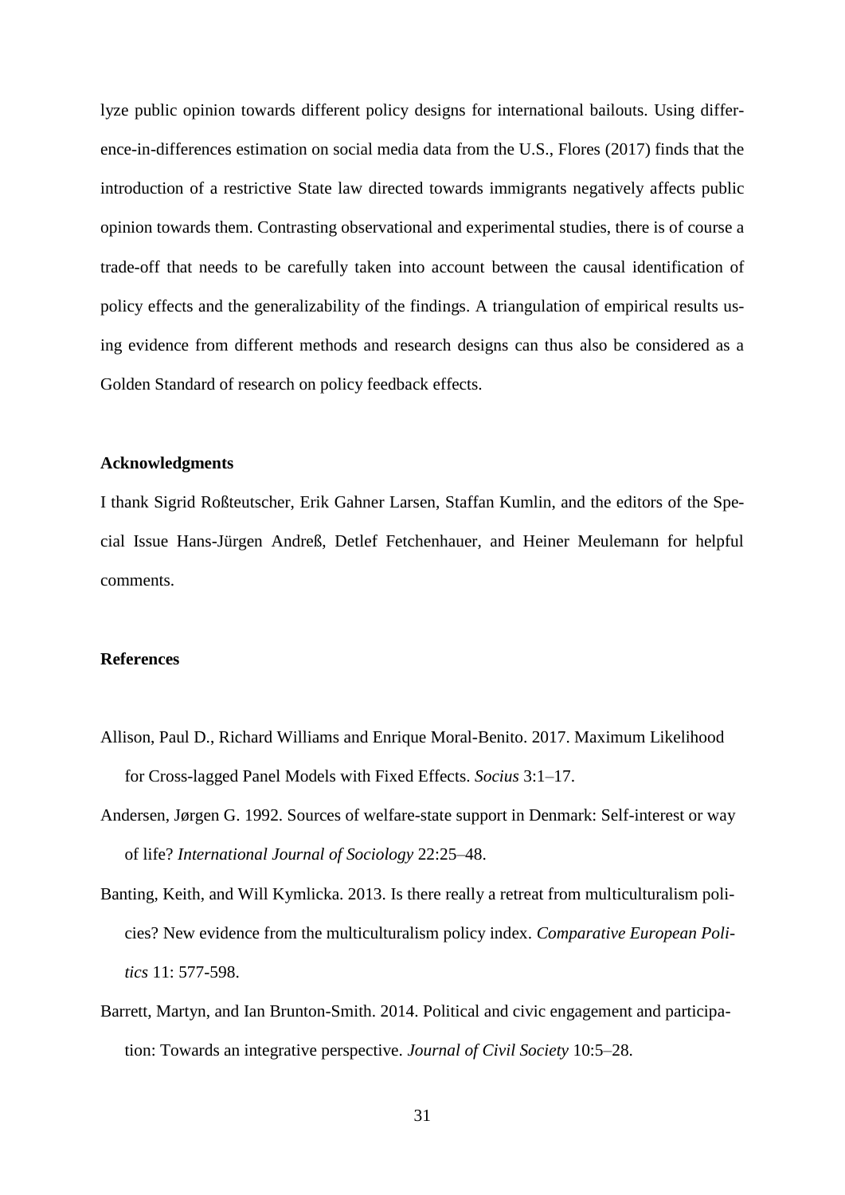lyze public opinion towards different policy designs for international bailouts. Using difference-in-differences estimation on social media data from the U.S., Flores (2017) finds that the introduction of a restrictive State law directed towards immigrants negatively affects public opinion towards them. Contrasting observational and experimental studies, there is of course a trade-off that needs to be carefully taken into account between the causal identification of policy effects and the generalizability of the findings. A triangulation of empirical results using evidence from different methods and research designs can thus also be considered as a Golden Standard of research on policy feedback effects.

**Acknowledgments**

I thank Sigrid Roßteutscher, Erik Gahner Larsen, Staffan Kumlin, and the editors of the Special Issue Hans-Jürgen Andreß, Detlef Fetchenhauer, and Heiner Meulemann for helpful comments.

**References**

Allison, Paul D., Richard Williams and Enrique Moral-Benito. 2017. Maximum Likelihood for Cross-lagged Panel Models with Fixed Effects. *Socius* 3:1–17.

Andersen, Jørgen G. 1992. Sources of welfare-state support in Denmark: Self-interest or way of life? *International Journal of Sociology* 22:25–48.

Banting, Keith, and Will Kymlicka. 2013. Is there really a retreat from multiculturalism policies? New evidence from the multiculturalism policy index. *Comparative European Politics* 11: 577-598.

Barrett, Martyn, and Ian Brunton-Smith. 2014. Political and civic engagement and participation: Towards an integrative perspective. *Journal of Civil Society* 10:5–28.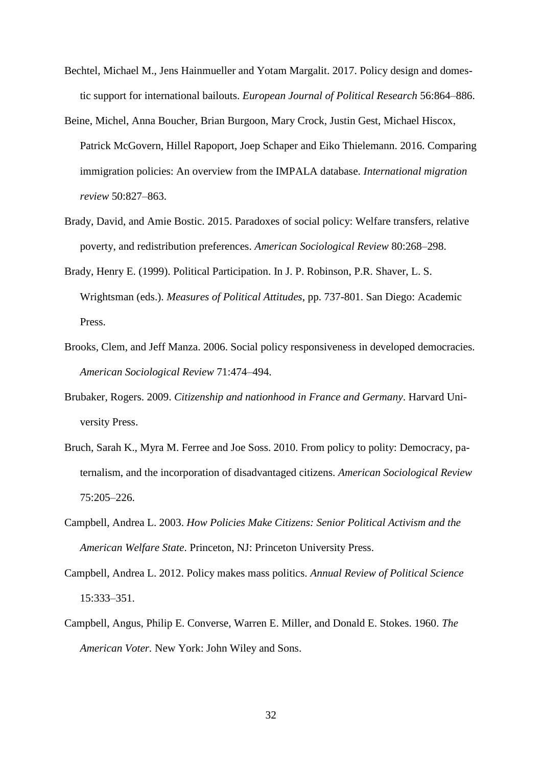Bechtel, Michael M., Jens Hainmueller and Yotam Margalit. 2017. Policy design and domestic support for international bailouts. *European Journal of Political Research* 56:864–886.

Beine, Michel, Anna Boucher, Brian Burgoon, Mary Crock, Justin Gest, Michael Hiscox, Patrick McGovern, Hillel Rapoport, Joep Schaper and Eiko Thielemann. 2016. Comparing immigration policies: An overview from the IMPALA database. *International migration review* 50:827–863.

Brady, David, and Amie Bostic. 2015. Paradoxes of social policy: Welfare transfers, relative poverty, and redistribution preferences. *American Sociological Review* 80:268–298.

Brady, Henry E. (1999). Political Participation. In J. P. Robinson, P.R. Shaver, L. S. Wrightsman (eds.). *Measures of Political Attitudes*, pp. 737-801. San Diego: Academic Press.

Brooks, Clem, and Jeff Manza. 2006. Social policy responsiveness in developed democracies. *American Sociological Review* 71:474–494.

Brubaker, Rogers. 2009. *Citizenship and nationhood in France and Germany*. Harvard University Press.

Bruch, Sarah K., Myra M. Ferree and Joe Soss. 2010. From policy to polity: Democracy, paternalism, and the incorporation of disadvantaged citizens. *American Sociological Review* 75:205–226.

Campbell, Andrea L. 2003. *How Policies Make Citizens: Senior Political Activism and the American Welfare State*. Princeton, NJ: Princeton University Press.

Campbell, Andrea L. 2012. Policy makes mass politics. *Annual Review of Political Science* 15:333–351.

Campbell, Angus, Philip E. Converse, Warren E. Miller, and Donald E. Stokes. 1960. *The American Voter.* New York: John Wiley and Sons.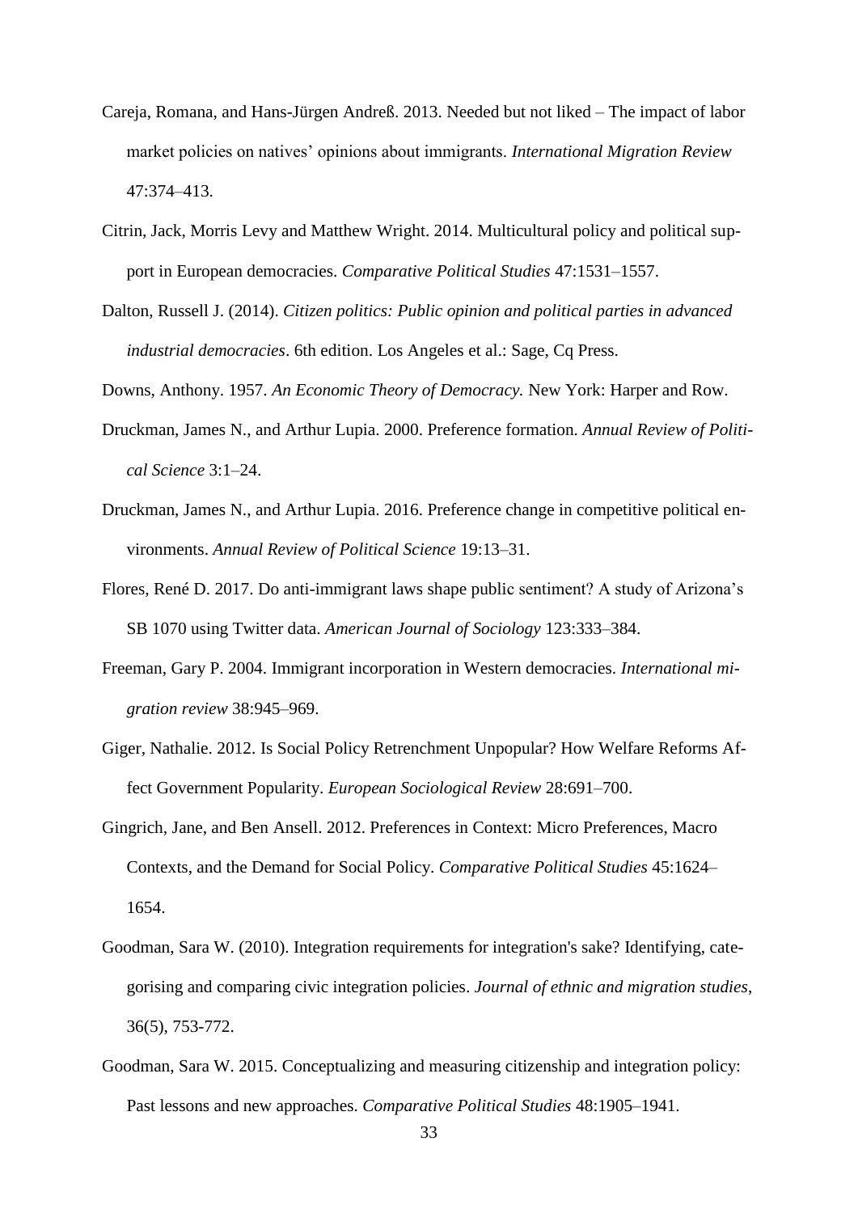Careja, Romana, and Hans-Jürgen Andreß. 2013. Needed but not liked – The impact of labor market policies on natives' opinions about immigrants. *International Migration Review* 47:374–413.

Citrin, Jack, Morris Levy and Matthew Wright. 2014. Multicultural policy and political support in European democracies. *Comparative Political Studies* 47:1531–1557.

Dalton, Russell J. (2014). *Citizen politics: Public opinion and political parties in advanced industrial democracies*. 6th edition. Los Angeles et al.: Sage, Cq Press.

Downs, Anthony. 1957. *An Economic Theory of Democracy.* New York: Harper and Row.

Druckman, James N., and Arthur Lupia. 2000. Preference formation. *Annual Review of Political Science* 3:1–24.

Druckman, James N., and Arthur Lupia. 2016. Preference change in competitive political environments. *Annual Review of Political Science* 19:13–31.

Flores, René D. 2017. Do anti-immigrant laws shape public sentiment? A study of Arizona's SB 1070 using Twitter data. *American Journal of Sociology* 123:333–384.

Freeman, Gary P. 2004. Immigrant incorporation in Western democracies. *International migration review* 38:945–969.

Giger, Nathalie. 2012. Is Social Policy Retrenchment Unpopular? How Welfare Reforms Affect Government Popularity. *European Sociological Review* 28:691–700.

Gingrich, Jane, and Ben Ansell. 2012. Preferences in Context: Micro Preferences, Macro Contexts, and the Demand for Social Policy. *Comparative Political Studies* 45:1624–1654.

Goodman, Sara W. (2010). Integration requirements for integration's sake? Identifying, categorising and comparing civic integration policies. *Journal of ethnic and migration studies*, 36(5), 753-772.

Goodman, Sara W. 2015. Conceptualizing and measuring citizenship and integration policy: Past lessons and new approaches. *Comparative Political Studies* 48:1905–1941.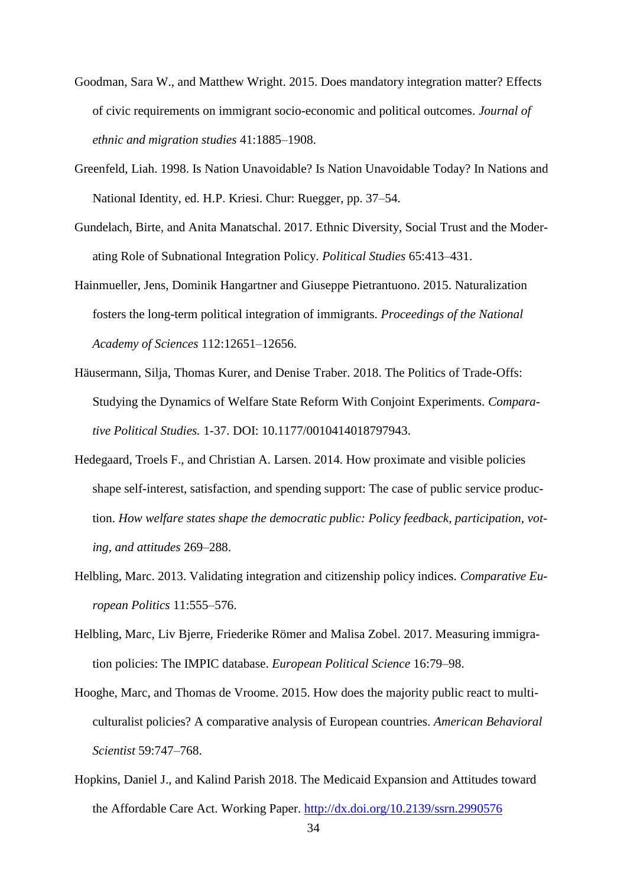Goodman, Sara W., and Matthew Wright. 2015. Does mandatory integration matter? Effects of civic requirements on immigrant socio-economic and political outcomes. *Journal of ethnic and migration studies* 41:1885–1908.

Greenfeld, Liah. 1998. Is Nation Unavoidable? Is Nation Unavoidable Today? In Nations and National Identity, ed. H.P. Kriesi. Chur: Ruegger, pp. 37–54.

Gundelach, Birte, and Anita Manatschal. 2017. Ethnic Diversity, Social Trust and the Moderating Role of Subnational Integration Policy. *Political Studies* 65:413–431.

Hainmueller, Jens, Dominik Hangartner and Giuseppe Pietrantuono. 2015. Naturalization fosters the long-term political integration of immigrants. *Proceedings of the National Academy of Sciences* 112:12651–12656.

Häusermann, Silja, Thomas Kurer, and Denise Traber. 2018. The Politics of Trade-Offs: Studying the Dynamics of Welfare State Reform With Conjoint Experiments. *Comparative Political Studies.* 1-37. DOI: 10.1177/0010414018797943.

Hedegaard, Troels F., and Christian A. Larsen. 2014. How proximate and visible policies shape self-interest, satisfaction, and spending support: The case of public service production. *How welfare states shape the democratic public: Policy feedback, participation, voting, and attitudes* 269–288.

Helbling, Marc. 2013. Validating integration and citizenship policy indices. *Comparative European Politics* 11:555–576.

Helbling, Marc, Liv Bjerre, Friederike Römer and Malisa Zobel. 2017. Measuring immigration policies: The IMPIC database. *European Political Science* 16:79–98.

Hooghe, Marc, and Thomas de Vroome. 2015. How does the majority public react to multiculturalist policies? A comparative analysis of European countries. *American Behavioral Scientist* 59:747–768.

Hopkins, Daniel J., and Kalind Parish 2018. The Medicaid Expansion and Attitudes toward the Affordable Care Act. Working Paper. http://dx.doi.org/10.2139/ssrn.2990576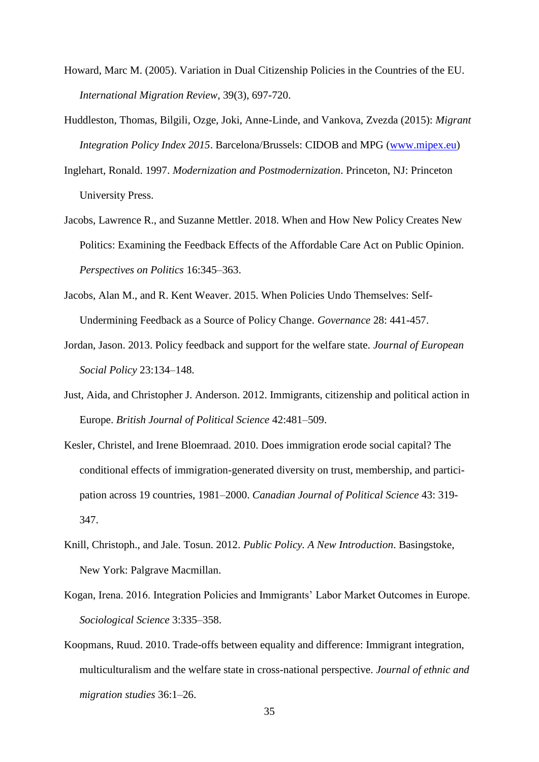Howard, Marc M. (2005). Variation in Dual Citizenship Policies in the Countries of the EU. *International Migration Review*, 39(3), 697-720.

Huddleston, Thomas, Bilgili, Ozge, Joki, Anne-Linde, and Vankova, Zvezda (2015): *Migrant Integration Policy Index 2015*. Barcelona/Brussels: CIDOB and MPG ([www.mipex.eu](www.mipex.eu))

Inglehart, Ronald. 1997. *Modernization and Postmodernization*. Princeton, NJ: Princeton University Press.

Jacobs, Lawrence R., and Suzanne Mettler. 2018. When and How New Policy Creates New Politics: Examining the Feedback Effects of the Affordable Care Act on Public Opinion. *Perspectives on Politics* 16:345–363.

Jacobs, Alan M., and R. Kent Weaver. 2015. When Policies Undo Themselves: Self-Undermining Feedback as a Source of Policy Change. *Governance* 28: 441-457.

Jordan, Jason. 2013. Policy feedback and support for the welfare state. *Journal of European Social Policy* 23:134–148.

Just, Aida, and Christopher J. Anderson. 2012. Immigrants, citizenship and political action in Europe. *British Journal of Political Science* 42:481–509.

Kesler, Christel, and Irene Bloemraad. 2010. Does immigration erode social capital? The conditional effects of immigration-generated diversity on trust, membership, and participation across 19 countries, 1981–2000. *Canadian Journal of Political Science* 43: 319-347.

Knill, Christoph., and Jale. Tosun. 2012. *Public Policy. A New Introduction*. Basingstoke, New York: Palgrave Macmillan.

Kogan, Irena. 2016. Integration Policies and Immigrants' Labor Market Outcomes in Europe. *Sociological Science* 3:335–358.

Koopmans, Ruud. 2010. Trade-offs between equality and difference: Immigrant integration, multiculturalism and the welfare state in cross-national perspective. *Journal of ethnic and migration studies* 36:1–26.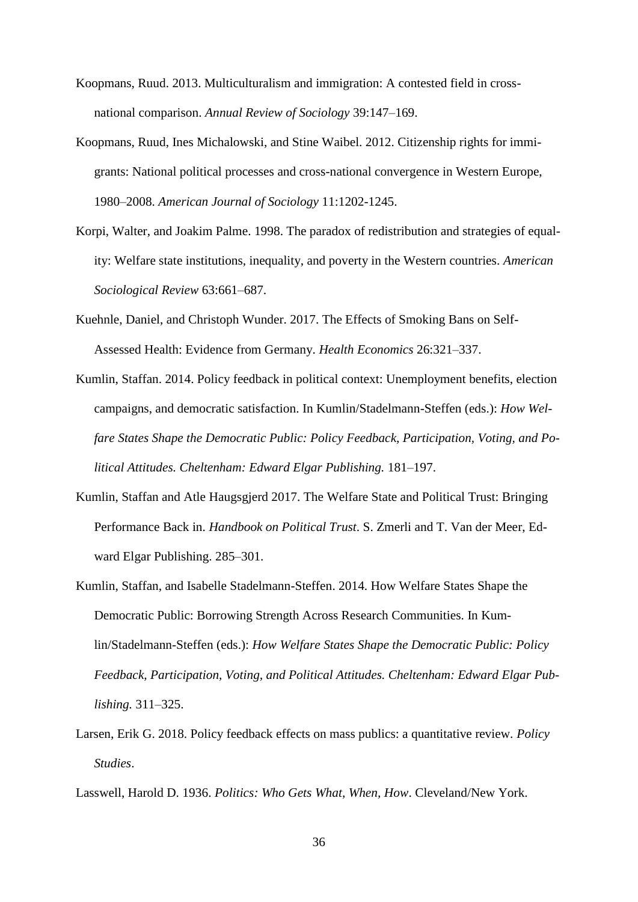Koopmans, Ruud. 2013. Multiculturalism and immigration: A contested field in cross-national comparison. *Annual Review of Sociology* 39:147–169.

Koopmans, Ruud, Ines Michalowski, and Stine Waibel. 2012. Citizenship rights for immigrants: National political processes and cross-national convergence in Western Europe, 1980–2008. *American Journal of Sociology* 11:1202-1245.

Korpi, Walter, and Joakim Palme. 1998. The paradox of redistribution and strategies of equality: Welfare state institutions, inequality, and poverty in the Western countries. *American Sociological Review* 63:661–687.

Kuehnle, Daniel, and Christoph Wunder. 2017. The Effects of Smoking Bans on Self-Assessed Health: Evidence from Germany. *Health Economics* 26:321–337.

Kumlin, Staffan. 2014. Policy feedback in political context: Unemployment benefits, election campaigns, and democratic satisfaction. In Kumlin/Stadelmann-Steffen (eds.): *How Welfare States Shape the Democratic Public: Policy Feedback, Participation, Voting, and Political Attitudes. Cheltenham: Edward Elgar Publishing.* 181–197.

Kumlin, Staffan and Atle Haugsgjerd 2017. The Welfare State and Political Trust: Bringing Performance Back in. *Handbook on Political Trust*. S. Zmerli and T. Van der Meer, Edward Elgar Publishing. 285–301.

Kumlin, Staffan, and Isabelle Stadelmann-Steffen. 2014. How Welfare States Shape the Democratic Public: Borrowing Strength Across Research Communities. In Kumlin/Stadelmann-Steffen (eds.): *How Welfare States Shape the Democratic Public: Policy Feedback, Participation, Voting, and Political Attitudes. Cheltenham: Edward Elgar Publishing.* 311–325.

Larsen, Erik G. 2018. Policy feedback effects on mass publics: a quantitative review. *Policy Studies*.

Lasswell, Harold D. 1936. *Politics: Who Gets What, When, How*. Cleveland/New York.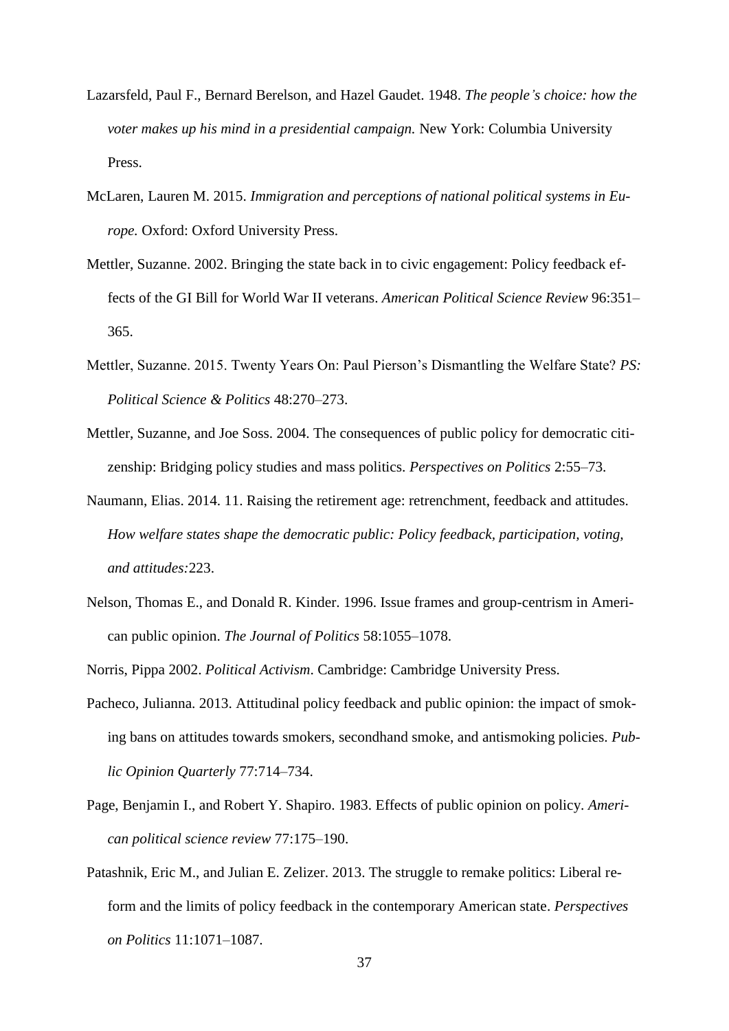Lazarsfeld, Paul F., Bernard Berelson, and Hazel Gaudet. 1948. *The people's choice: how the voter makes up his mind in a presidential campaign.* New York: Columbia University Press.

McLaren, Lauren M. 2015. *Immigration and perceptions of national political systems in Europe.* Oxford: Oxford University Press.

Mettler, Suzanne. 2002. Bringing the state back in to civic engagement: Policy feedback effects of the GI Bill for World War II veterans. *American Political Science Review* 96:351–365.

Mettler, Suzanne. 2015. Twenty Years On: Paul Pierson's Dismantling the Welfare State? *PS: Political Science & Politics* 48:270–273.

Mettler, Suzanne, and Joe Soss. 2004. The consequences of public policy for democratic citizenship: Bridging policy studies and mass politics. *Perspectives on Politics* 2:55–73.

Naumann, Elias. 2014. 11. Raising the retirement age: retrenchment, feedback and attitudes. *How welfare states shape the democratic public: Policy feedback, participation, voting, and attitudes:*223.

Nelson, Thomas E., and Donald R. Kinder. 1996. Issue frames and group-centrism in American public opinion. *The Journal of Politics* 58:1055–1078.

Norris, Pippa 2002. *Political Activism*. Cambridge: Cambridge University Press.

Pacheco, Julianna. 2013. Attitudinal policy feedback and public opinion: the impact of smoking bans on attitudes towards smokers, secondhand smoke, and antismoking policies. *Public Opinion Quarterly* 77:714–734.

Page, Benjamin I., and Robert Y. Shapiro. 1983. Effects of public opinion on policy. *American political science review* 77:175–190.

Patashnik, Eric M., and Julian E. Zelizer. 2013. The struggle to remake politics: Liberal reform and the limits of policy feedback in the contemporary American state. *Perspectives on Politics* 11:1071–1087.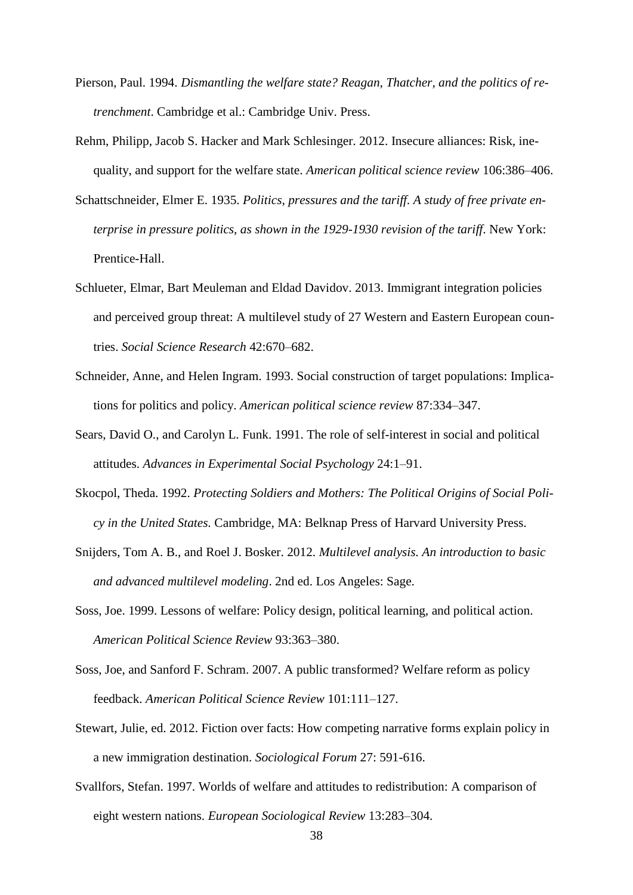Pierson, Paul. 1994. *Dismantling the welfare state? Reagan, Thatcher, and the politics of retrenchment*. Cambridge et al.: Cambridge Univ. Press.

Rehm, Philipp, Jacob S. Hacker and Mark Schlesinger. 2012. Insecure alliances: Risk, inequality, and support for the welfare state. *American political science review* 106:386–406.

Schattschneider, Elmer E. 1935. *Politics, pressures and the tariff. A study of free private enterprise in pressure politics, as shown in the 1929-1930 revision of the tariff*. New York: Prentice-Hall.

Schlueter, Elmar, Bart Meuleman and Eldad Davidov. 2013. Immigrant integration policies and perceived group threat: A multilevel study of 27 Western and Eastern European countries. *Social Science Research* 42:670–682.

Schneider, Anne, and Helen Ingram. 1993. Social construction of target populations: Implications for politics and policy. *American political science review* 87:334–347.

Sears, David O., and Carolyn L. Funk. 1991. The role of self-interest in social and political attitudes. *Advances in Experimental Social Psychology* 24:1–91.

Skocpol, Theda. 1992. *Protecting Soldiers and Mothers: The Political Origins of Social Policy in the United States*. Cambridge, MA: Belknap Press of Harvard University Press.

Snijders, Tom A. B., and Roel J. Bosker. 2012. *Multilevel analysis. An introduction to basic and advanced multilevel modeling*. 2nd ed. Los Angeles: Sage.

Soss, Joe. 1999. Lessons of welfare: Policy design, political learning, and political action. *American Political Science Review* 93:363–380.

Soss, Joe, and Sanford F. Schram. 2007. A public transformed? Welfare reform as policy feedback. *American Political Science Review* 101:111–127.

Stewart, Julie, ed. 2012. Fiction over facts: How competing narrative forms explain policy in a new immigration destination. *Sociological Forum* 27: 591-616.

Svallfors, Stefan. 1997. Worlds of welfare and attitudes to redistribution: A comparison of eight western nations. *European Sociological Review* 13:283–304.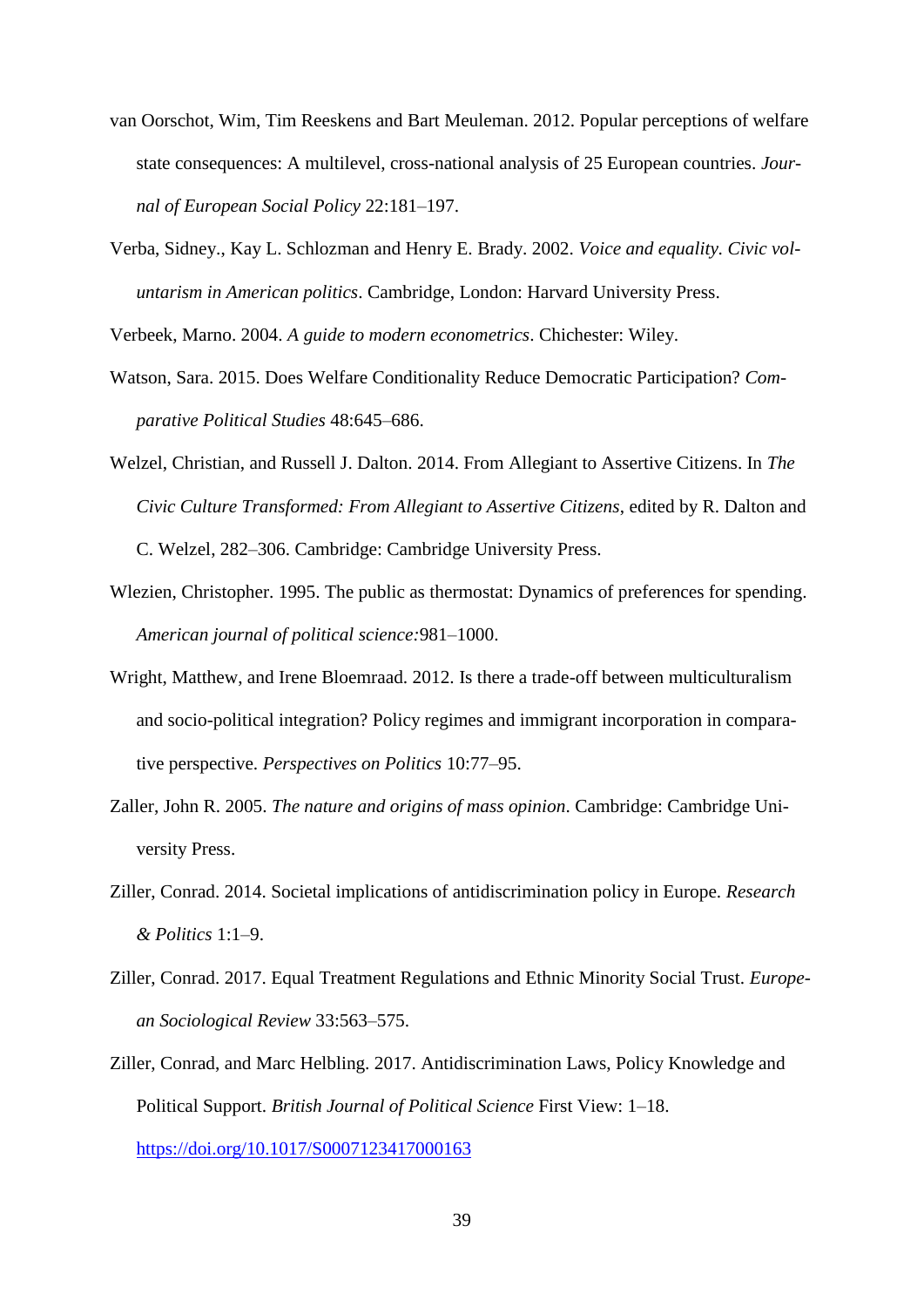van Oorschot, Wim, Tim Reeskens and Bart Meuleman. 2012. Popular perceptions of welfare state consequences: A multilevel, cross-national analysis of 25 European countries. *Journal of European Social Policy* 22:181–197.

Verba, Sidney., Kay L. Schlozman and Henry E. Brady. 2002. *Voice and equality. Civic voluntarism in American politics*. Cambridge, London: Harvard University Press.

Verbeek, Marno. 2004. *A guide to modern econometrics*. Chichester: Wiley.

Watson, Sara. 2015. Does Welfare Conditionality Reduce Democratic Participation? *Comparative Political Studies* 48:645–686.

Welzel, Christian, and Russell J. Dalton. 2014. From Allegiant to Assertive Citizens. In *The Civic Culture Transformed: From Allegiant to Assertive Citizens*, edited by R. Dalton and C. Welzel, 282–306. Cambridge: Cambridge University Press.

Wlezien, Christopher. 1995. The public as thermostat: Dynamics of preferences for spending. *American journal of political science:*981–1000.

Wright, Matthew, and Irene Bloemraad. 2012. Is there a trade-off between multiculturalism and socio-political integration? Policy regimes and immigrant incorporation in comparative perspective. *Perspectives on Politics* 10:77–95.

Zaller, John R. 2005. *The nature and origins of mass opinion*. Cambridge: Cambridge University Press.

Ziller, Conrad. 2014. Societal implications of antidiscrimination policy in Europe. *Research & Politics* 1:1–9.

Ziller, Conrad. 2017. Equal Treatment Regulations and Ethnic Minority Social Trust. *European Sociological Review* 33:563–575.

Ziller, Conrad, and Marc Helbling. 2017. Antidiscrimination Laws, Policy Knowledge and Political Support. *British Journal of Political Science* First View: 1–18. https://doi.org/10.1017/S0007123417000163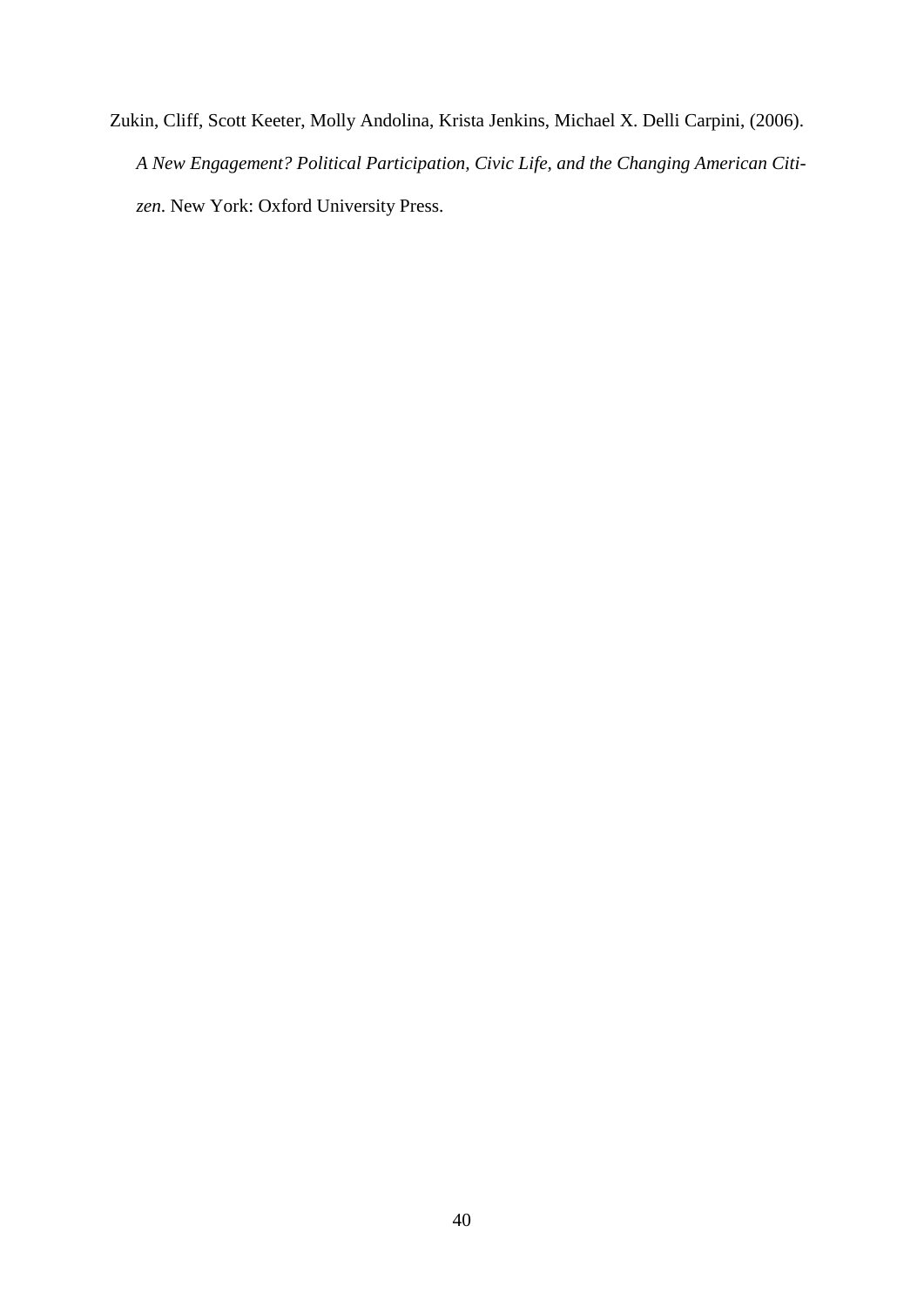Zukin, Cliff, Scott Keeter, Molly Andolina, Krista Jenkins, Michael X. Delli Carpini, (2006). *A New Engagement? Political Participation, Civic Life, and the Changing American Citizen.* New York: Oxford University Press.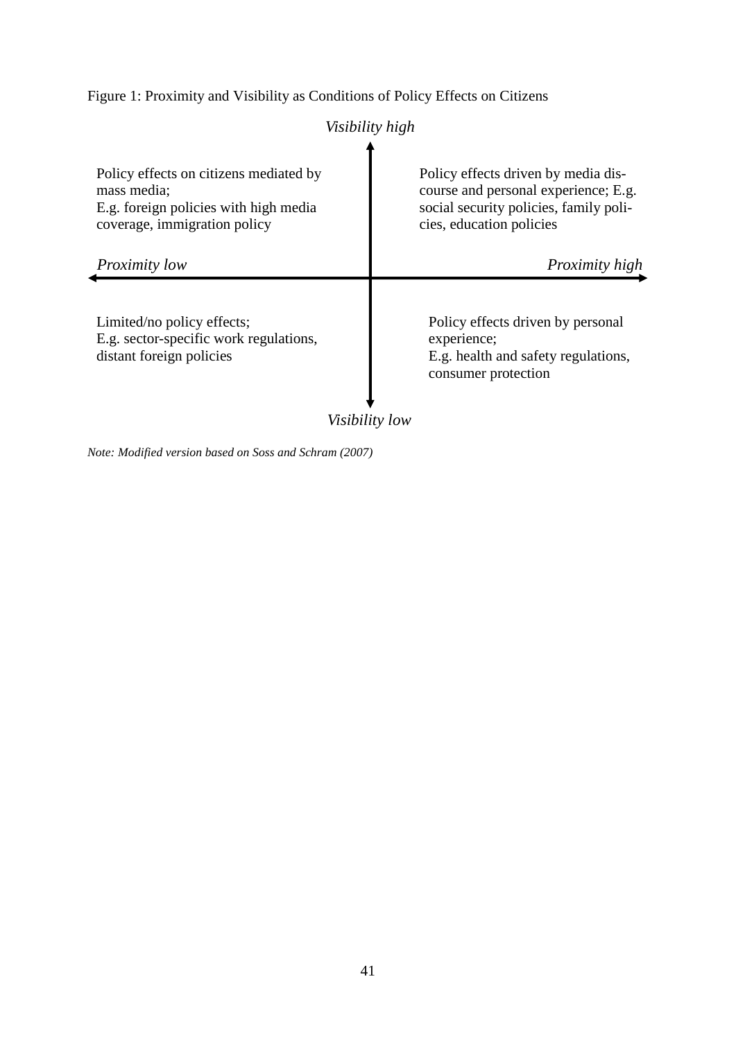Figure 1: Proximity and Visibility as Conditions of Policy Effects on Citizens

*Visibility high*

| | *Proximity low* | *Proximity high* |
|---|---|---|
| *Visibility high* | Policy effects on citizens mediated by mass media; E.g. foreign policies with high media coverage, immigration policy | Policy effects driven by media discourse and personal experience; E.g. social security policies, family policies, education policies |
| *Visibility low* | Limited/no policy effects; E.g. sector-specific work regulations, distant foreign policies | Policy effects driven by personal experience; E.g. health and safety regulations, consumer protection |

*Visibility low*

*Note: Modified version based on Soss and Schram (2007)*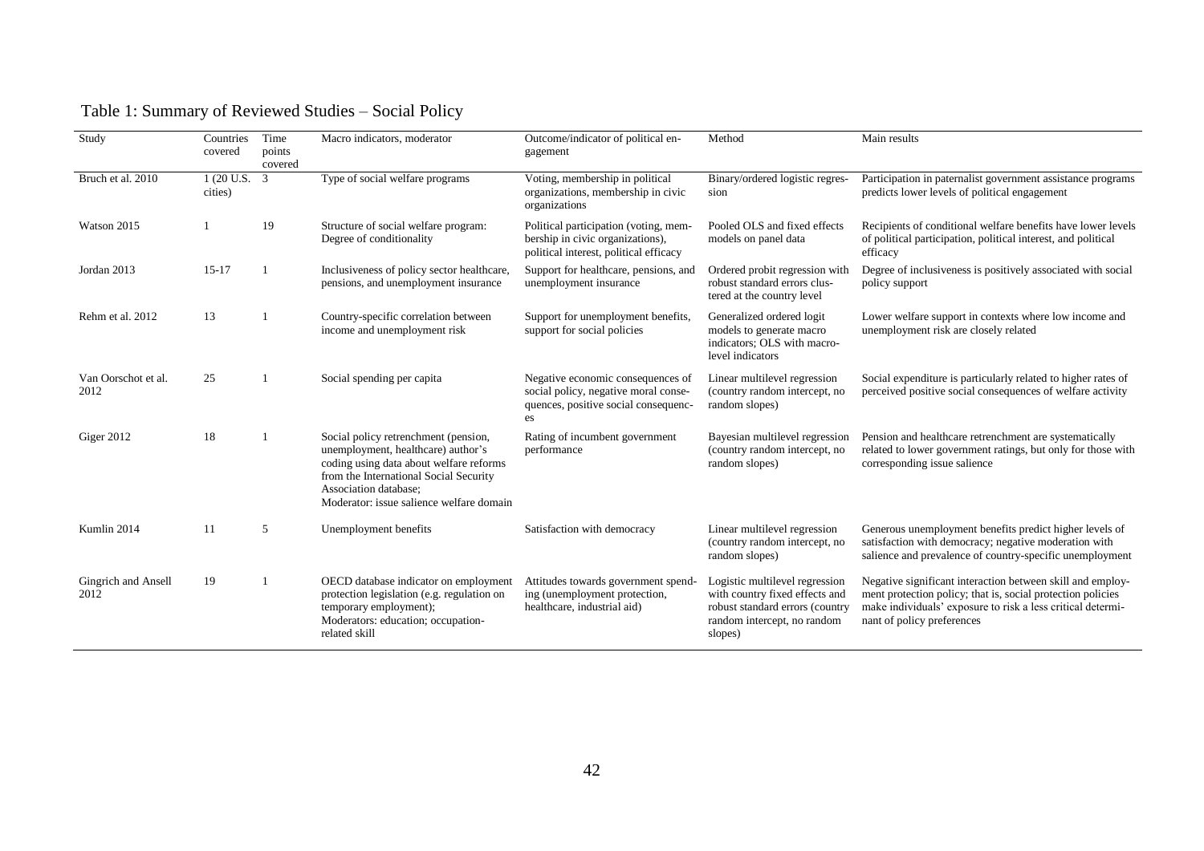# Table 1: Summary of Reviewed Studies – Social Policy

| Study | Countries covered | Time points covered | Macro indicators, moderator | Outcome/indicator of political engagement | Method | Main results |
|---|---|---|---|---|---|---|
| Bruch et al. 2010 | 1 (20 U.S. cities) | 3 | Type of social welfare programs | Voting, membership in political organizations, membership in civic organizations | Binary/ordered logistic regression | Participation in paternalist government assistance programs predicts lower levels of political engagement |
| Watson 2015 | 1 | 19 | Structure of social welfare program: Degree of conditionality | Political participation (voting, membership in civic organizations), political interest, political efficacy | Pooled OLS and fixed effects models on panel data | Recipients of conditional welfare benefits have lower levels of political participation, political interest, and political efficacy |
| Jordan 2013 | 15-17 | 1 | Inclusiveness of policy sector healthcare, pensions, and unemployment insurance | Support for healthcare, pensions, and unemployment insurance | Ordered probit regression with robust standard errors clustered at the country level | Degree of inclusiveness is positively associated with social policy support |
| Rehm et al. 2012 | 13 | 1 | Country-specific correlation between income and unemployment risk | Support for unemployment benefits, support for social policies | Generalized ordered logit models to generate macro indicators; OLS with macro-level indicators | Lower welfare support in contexts where low income and unemployment risk are closely related |
| Van Oorschot et al. 2012 | 25 | 1 | Social spending per capita | Negative economic consequences of social policy, negative moral consequences, positive social consequences | Linear multilevel regression (country random intercept, no random slopes) | Social expenditure is particularly related to higher rates of perceived positive social consequences of welfare activity |
| Giger 2012 | 18 | 1 | Social policy retrenchment (pension, unemployment, healthcare) author's coding using data about welfare reforms from the International Social Security Association database; Moderator: issue salience welfare domain | Rating of incumbent government performance | Bayesian multilevel regression (country random intercept, no random slopes) | Pension and healthcare retrenchment are systematically related to lower government ratings, but only for those with corresponding issue salience |
| Kumlin 2014 | 11 | 5 | Unemployment benefits | Satisfaction with democracy | Linear multilevel regression (country random intercept, no random slopes) | Generous unemployment benefits predict higher levels of satisfaction with democracy; negative moderation with salience and prevalence of country-specific unemployment |
| Gingrich and Ansell 2012 | 19 | 1 | OECD database indicator on employment protection legislation (e.g. regulation on temporary employment); Moderators: education; occupation-related skill | Attitudes towards government spending (unemployment protection, healthcare, industrial aid) | Logistic multilevel regression with country fixed effects and robust standard errors (country random intercept, no random slopes) | Negative significant interaction between skill and employment protection policy; that is, social protection policies make individuals' exposure to risk a less critical determinant of policy preferences |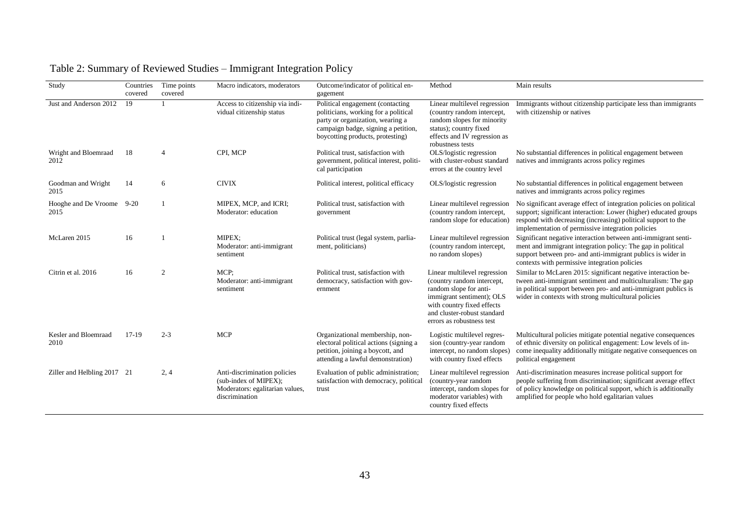## Table 2: Summary of Reviewed Studies – Immigrant Integration Policy

| Study | Countries covered | Time points covered | Macro indicators, moderators | Outcome/indicator of political engagement | Method | Main results |
|---|---|---|---|---|---|---|
| Just and Anderson 2012 | 19 | 1 | Access to citizenship via individual citizenship status | Political engagement (contacting politicians, working for a political party or organization, wearing a campaign badge, signing a petition, boycotting products, protesting) | Linear multilevel regression (country random intercept, random slopes for minority status); country fixed effects and IV regression as robustness tests | Immigrants without citizenship participate less than immigrants with citizenship or natives |
| Wright and Bloemraad 2012 | 18 | 4 | CPI, MCP | Political trust, satisfaction with government, political interest, political participation | OLS/logistic regression with cluster-robust standard errors at the country level | No substantial differences in political engagement between natives and immigrants across policy regimes |
| Goodman and Wright 2015 | 14 | 6 | CIVIX | Political interest, political efficacy | OLS/logistic regression | No substantial differences in political engagement between natives and immigrants across policy regimes |
| Hooghe and De Vroome 2015 | 9-20 | 1 | MIPEX, MCP, and ICRI; Moderator: education | Political trust, satisfaction with government | Linear multilevel regression (country random intercept, random slope for education) | No significant average effect of integration policies on political support; significant interaction: Lower (higher) educated groups respond with decreasing (increasing) political support to the implementation of permissive integration policies |
| McLaren 2015 | 16 | 1 | MIPEX; Moderator: anti-immigrant sentiment | Political trust (legal system, parliament, politicians) | Linear multilevel regression (country random intercept, no random slopes) | Significant negative interaction between anti-immigrant sentiment and immigrant integration policy: The gap in political support between pro- and anti-immigrant publics is wider in contexts with permissive integration policies |
| Citrin et al. 2016 | 16 | 2 | MCP; Moderator: anti-immigrant sentiment | Political trust, satisfaction with democracy, satisfaction with government | Linear multilevel regression (country random intercept, random slope for anti-immigrant sentiment); OLS with country fixed effects and cluster-robust standard errors as robustness test | Similar to McLaren 2015: significant negative interaction between anti-immigrant sentiment and multiculturalism: The gap in political support between pro- and anti-immigrant publics is wider in contexts with strong multicultural policies |
| Kesler and Bloemraad 2010 | 17-19 | 2-3 | MCP | Organizational membership, non-electoral political actions (signing a petition, joining a boycott, and attending a lawful demonstration) | Logistic multilevel regression (country-year random intercept, random slopes) with country fixed effects | Multicultural policies mitigate potential negative consequences of ethnic diversity on political engagement: Low levels of income inequality additionally mitigate negative consequences on political engagement |
| Ziller and Helbling 2017 | 21 | 2, 4 | Anti-discrimination policies (sub-index of MIPEX); Moderators: egalitarian values, discrimination | Evaluation of public administration; satisfaction with democracy, political trust | Linear multilevel regression (country-year random intercept, random slopes for moderator variables) with country fixed effects | Anti-discrimination measures increase political support for people suffering from discrimination; significant average effect of policy knowledge on political support, which is additionally amplified for people who hold egalitarian values |